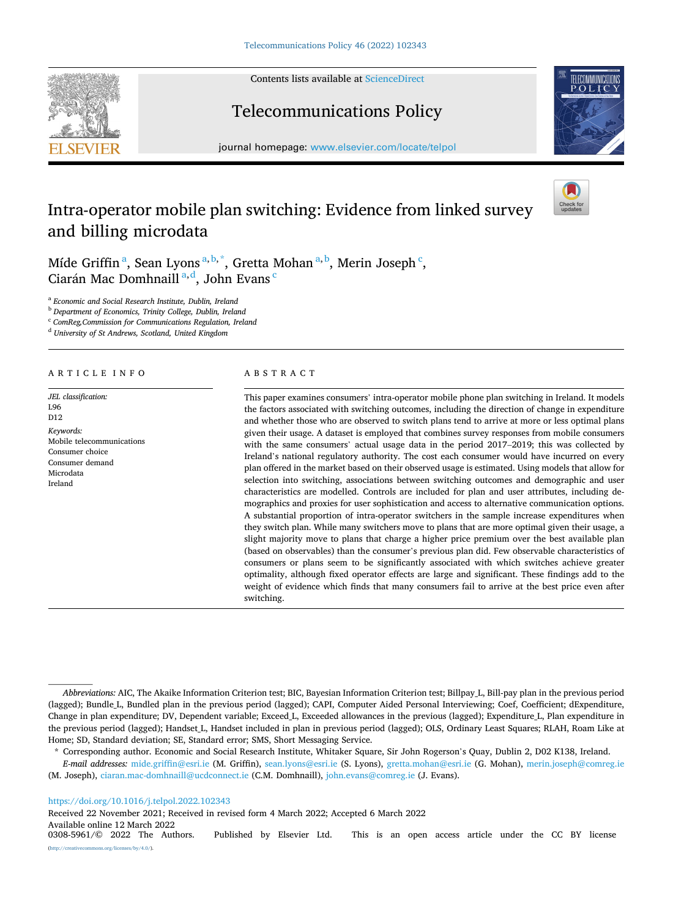# Intra-operator mobile plan switching: Evidence from linked survey and billing microdata

Míde Griffin [a], Sean Lyons [a,b,*], Gretta Mohan [a,b], Merin Joseph [c], Ciarán Mac Domhnaill [a,d], John Evans [c]

[a] Economic and Social Research Institute, Dublin, Ireland
[b] Department of Economics, Trinity College, Dublin, Ireland
[c] ComReg,Commission for Communications Regulation, Ireland
[d] University of St Andrews, Scotland, United Kingdom

## ARTICLE INFO

*JEL classification:*
L96
D12

*Keywords:*
Mobile telecommunications
Consumer choice
Consumer demand
Microdata
Ireland

## ABSTRACT

This paper examines consumers' intra-operator mobile phone plan switching in Ireland. It models the factors associated with switching outcomes, including the direction of change in expenditure and whether those who are observed to switch plans tend to arrive at more or less optimal plans given their usage. A dataset is employed that combines survey responses from mobile consumers with the same consumers' actual usage data in the period 2017–2019; this was collected by Ireland's national regulatory authority. The cost each consumer would have incurred on every plan offered in the market based on their observed usage is estimated. Using models that allow for selection into switching, associations between switching outcomes and demographic and user characteristics are modelled. Controls are included for plan and user attributes, including demographics and proxies for user sophistication and access to alternative communication options. A substantial proportion of intra-operator switchers in the sample increase expenditures when they switch plan. While many switchers move to plans that are more optimal given their usage, a slight majority move to plans that charge a higher price premium over the best available plan (based on observables) than the consumer's previous plan did. Few observable characteristics of consumers or plans seem to be significantly associated with which switches achieve greater optimality, although fixed operator effects are large and significant. These findings add to the weight of evidence which finds that many consumers fail to arrive at the best price even after switching.

---

*Abbreviations:* AIC, The Akaike Information Criterion test; BIC, Bayesian Information Criterion test; Billpay_L, Bill-pay plan in the previous period (lagged); Bundle_L, Bundled plan in the previous period (lagged); CAPI, Computer Aided Personal Interviewing; Coef, Coefficient; dExpenditure, Change in plan expenditure; DV, Dependent variable; Exceed_L, Exceeded allowances in the previous (lagged); Expenditure_L, Plan expenditure in the previous period (lagged); Handset_L, Handset included in plan in previous period (lagged); OLS, Ordinary Least Squares; RLAH, Roam Like at Home; SD, Standard deviation; SE, Standard error; SMS, Short Messaging Service.

\* Corresponding author. Economic and Social Research Institute, Whitaker Square, Sir John Rogerson's Quay, Dublin 2, D02 K138, Ireland.

*E-mail addresses:* mide.griffin@esri.ie (M. Griffin), sean.lyons@esri.ie (S. Lyons), gretta.mohan@esri.ie (G. Mohan), merin.joseph@comreg.ie (M. Joseph), ciaran.mac-domhnaill@ucdconnect.ie (C.M. Domhnaill), john.evans@comreg.ie (J. Evans).

https://doi.org/10.1016/j.telpol.2022.102343
Received 22 November 2021; Received in revised form 4 March 2022; Accepted 6 March 2022
Available online 12 March 2022
0308-5961/© 2022 The Authors. Published by Elsevier Ltd. This is an open access article under the CC BY license (http://creativecommons.org/licenses/by/4.0/).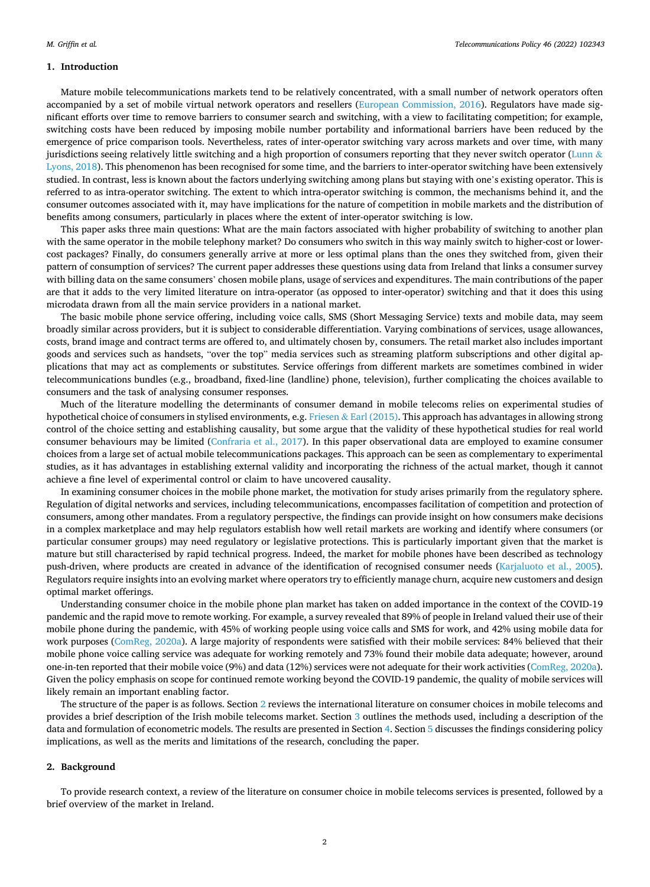## 1. Introduction

Mature mobile telecommunications markets tend to be relatively concentrated, with a small number of network operators often accompanied by a set of mobile virtual network operators and resellers (European Commission, 2016). Regulators have made significant efforts over time to remove barriers to consumer search and switching, with a view to facilitating competition; for example, switching costs have been reduced by imposing mobile number portability and informational barriers have been reduced by the emergence of price comparison tools. Nevertheless, rates of inter-operator switching vary across markets and over time, with many jurisdictions seeing relatively little switching and a high proportion of consumers reporting that they never switch operator (Lunn & Lyons, 2018). This phenomenon has been recognised for some time, and the barriers to inter-operator switching have been extensively studied. In contrast, less is known about the factors underlying switching among plans but staying with one's existing operator. This is referred to as intra-operator switching. The extent to which intra-operator switching is common, the mechanisms behind it, and the consumer outcomes associated with it, may have implications for the nature of competition in mobile markets and the distribution of benefits among consumers, particularly in places where the extent of inter-operator switching is low.

This paper asks three main questions: What are the main factors associated with higher probability of switching to another plan with the same operator in the mobile telephony market? Do consumers who switch in this way mainly switch to higher-cost or lower-cost packages? Finally, do consumers generally arrive at more or less optimal plans than the ones they switched from, given their pattern of consumption of services? The current paper addresses these questions using data from Ireland that links a consumer survey with billing data on the same consumers' chosen mobile plans, usage of services and expenditures. The main contributions of the paper are that it adds to the very limited literature on intra-operator (as opposed to inter-operator) switching and that it does this using microdata drawn from all the main service providers in a national market.

The basic mobile phone service offering, including voice calls, SMS (Short Messaging Service) texts and mobile data, may seem broadly similar across providers, but it is subject to considerable differentiation. Varying combinations of services, usage allowances, costs, brand image and contract terms are offered to, and ultimately chosen by, consumers. The retail market also includes important goods and services such as handsets, "over the top" media services such as streaming platform subscriptions and other digital applications that may act as complements or substitutes. Service offerings from different markets are sometimes combined in wider telecommunications bundles (e.g., broadband, fixed-line (landline) phone, television), further complicating the choices available to consumers and the task of analysing consumer responses.

Much of the literature modelling the determinants of consumer demand in mobile telecoms relies on experimental studies of hypothetical choice of consumers in stylised environments, e.g. Friesen & Earl (2015). This approach has advantages in allowing strong control of the choice setting and establishing causality, but some argue that the validity of these hypothetical studies for real world consumer behaviours may be limited (Confraria et al., 2017). In this paper observational data are employed to examine consumer choices from a large set of actual mobile telecommunications packages. This approach can be seen as complementary to experimental studies, as it has advantages in establishing external validity and incorporating the richness of the actual market, though it cannot achieve a fine level of experimental control or claim to have uncovered causality.

In examining consumer choices in the mobile phone market, the motivation for study arises primarily from the regulatory sphere. Regulation of digital networks and services, including telecommunications, encompasses facilitation of competition and protection of consumers, among other mandates. From a regulatory perspective, the findings can provide insight on how consumers make decisions in a complex marketplace and may help regulators establish how well retail markets are working and identify where consumers (or particular consumer groups) may need regulatory or legislative protections. This is particularly important given that the market is mature but still characterised by rapid technical progress. Indeed, the market for mobile phones have been described as technology push-driven, where products are created in advance of the identification of recognised consumer needs (Karjaluoto et al., 2005). Regulators require insights into an evolving market where operators try to efficiently manage churn, acquire new customers and design optimal market offerings.

Understanding consumer choice in the mobile phone plan market has taken on added importance in the context of the COVID-19 pandemic and the rapid move to remote working. For example, a survey revealed that 89% of people in Ireland valued their use of their mobile phone during the pandemic, with 45% of working people using voice calls and SMS for work, and 42% using mobile data for work purposes (ComReg, 2020a). A large majority of respondents were satisfied with their mobile services: 84% believed that their mobile phone voice calling service was adequate for working remotely and 73% found their mobile data adequate; however, around one-in-ten reported that their mobile voice (9%) and data (12%) services were not adequate for their work activities (ComReg, 2020a). Given the policy emphasis on scope for continued remote working beyond the COVID-19 pandemic, the quality of mobile services will likely remain an important enabling factor.

The structure of the paper is as follows. Section 2 reviews the international literature on consumer choices in mobile telecoms and provides a brief description of the Irish mobile telecoms market. Section 3 outlines the methods used, including a description of the data and formulation of econometric models. The results are presented in Section 4. Section 5 discusses the findings considering policy implications, as well as the merits and limitations of the research, concluding the paper.

## 2. Background

To provide research context, a review of the literature on consumer choice in mobile telecoms services is presented, followed by a brief overview of the market in Ireland.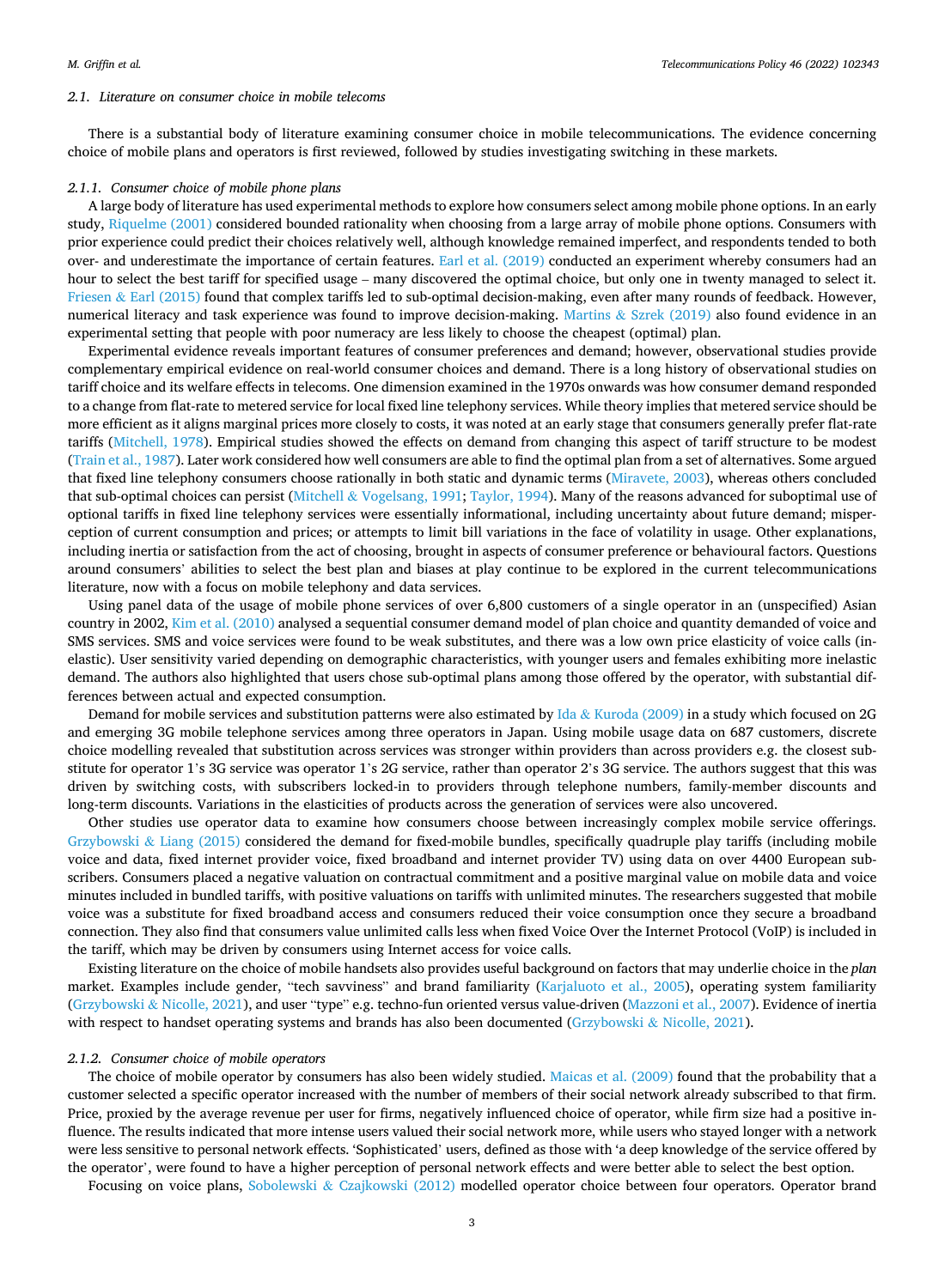### 2.1. Literature on consumer choice in mobile telecoms

There is a substantial body of literature examining consumer choice in mobile telecommunications. The evidence concerning choice of mobile plans and operators is first reviewed, followed by studies investigating switching in these markets.

#### 2.1.1. Consumer choice of mobile phone plans

A large body of literature has used experimental methods to explore how consumers select among mobile phone options. In an early study, Riquelme (2001) considered bounded rationality when choosing from a large array of mobile phone options. Consumers with prior experience could predict their choices relatively well, although knowledge remained imperfect, and respondents tended to both over- and underestimate the importance of certain features. Earl et al. (2019) conducted an experiment whereby consumers had an hour to select the best tariff for specified usage – many discovered the optimal choice, but only one in twenty managed to select it. Friesen & Earl (2015) found that complex tariffs led to sub-optimal decision-making, even after many rounds of feedback. However, numerical literacy and task experience was found to improve decision-making. Martins & Szrek (2019) also found evidence in an experimental setting that people with poor numeracy are less likely to choose the cheapest (optimal) plan.

Experimental evidence reveals important features of consumer preferences and demand; however, observational studies provide complementary empirical evidence on real-world consumer choices and demand. There is a long history of observational studies on tariff choice and its welfare effects in telecoms. One dimension examined in the 1970s onwards was how consumer demand responded to a change from flat-rate to metered service for local fixed line telephony services. While theory implies that metered service should be more efficient as it aligns marginal prices more closely to costs, it was noted at an early stage that consumers generally prefer flat-rate tariffs (Mitchell, 1978). Empirical studies showed the effects on demand from changing this aspect of tariff structure to be modest (Train et al., 1987). Later work considered how well consumers are able to find the optimal plan from a set of alternatives. Some argued that fixed line telephony consumers choose rationally in both static and dynamic terms (Miravete, 2003), whereas others concluded that sub-optimal choices can persist (Mitchell & Vogelsang, 1991; Taylor, 1994). Many of the reasons advanced for suboptimal use of optional tariffs in fixed line telephony services were essentially informational, including uncertainty about future demand; misperception of current consumption and prices; or attempts to limit bill variations in the face of volatility in usage. Other explanations, including inertia or satisfaction from the act of choosing, brought in aspects of consumer preference or behavioural factors. Questions around consumers' abilities to select the best plan and biases at play continue to be explored in the current telecommunications literature, now with a focus on mobile telephony and data services.

Using panel data of the usage of mobile phone services of over 6,800 customers of a single operator in an (unspecified) Asian country in 2002, Kim et al. (2010) analysed a sequential consumer demand model of plan choice and quantity demanded of voice and SMS services. SMS and voice services were found to be weak substitutes, and there was a low own price elasticity of voice calls (inelastic). User sensitivity varied depending on demographic characteristics, with younger users and females exhibiting more inelastic demand. The authors also highlighted that users chose sub-optimal plans among those offered by the operator, with substantial differences between actual and expected consumption.

Demand for mobile services and substitution patterns were also estimated by Ida & Kuroda (2009) in a study which focused on 2G and emerging 3G mobile telephone services among three operators in Japan. Using mobile usage data on 687 customers, discrete choice modelling revealed that substitution across services was stronger within providers than across providers e.g. the closest substitute for operator 1's 3G service was operator 1's 2G service, rather than operator 2's 3G service. The authors suggest that this was driven by switching costs, with subscribers locked-in to providers through telephone numbers, family-member discounts and long-term discounts. Variations in the elasticities of products across the generation of services were also uncovered.

Other studies use operator data to examine how consumers choose between increasingly complex mobile service offerings. Grzybowski & Liang (2015) considered the demand for fixed-mobile bundles, specifically quadruple play tariffs (including mobile voice and data, fixed internet provider voice, fixed broadband and internet provider TV) using data on over 4400 European subscribers. Consumers placed a negative valuation on contractual commitment and a positive marginal value on mobile data and voice minutes included in bundled tariffs, with positive valuations on tariffs with unlimited minutes. The researchers suggested that mobile voice was a substitute for fixed broadband access and consumers reduced their voice consumption once they secure a broadband connection. They also find that consumers value unlimited calls less when fixed Voice Over the Internet Protocol (VoIP) is included in the tariff, which may be driven by consumers using Internet access for voice calls.

Existing literature on the choice of mobile handsets also provides useful background on factors that may underlie choice in the *plan* market. Examples include gender, "tech savviness" and brand familiarity (Karjaluoto et al., 2005), operating system familiarity (Grzybowski & Nicolle, 2021), and user "type" e.g. techno-fun oriented versus value-driven (Mazzoni et al., 2007). Evidence of inertia with respect to handset operating systems and brands has also been documented (Grzybowski & Nicolle, 2021).

#### 2.1.2. Consumer choice of mobile operators

The choice of mobile operator by consumers has also been widely studied. Maicas et al. (2009) found that the probability that a customer selected a specific operator increased with the number of members of their social network already subscribed to that firm. Price, proxied by the average revenue per user for firms, negatively influenced choice of operator, while firm size had a positive influence. The results indicated that more intense users valued their social network more, while users who stayed longer with a network were less sensitive to personal network effects. 'Sophisticated' users, defined as those with 'a deep knowledge of the service offered by the operator', were found to have a higher perception of personal network effects and were better able to select the best option.

Focusing on voice plans, Sobolewski & Czajkowski (2012) modelled operator choice between four operators. Operator brand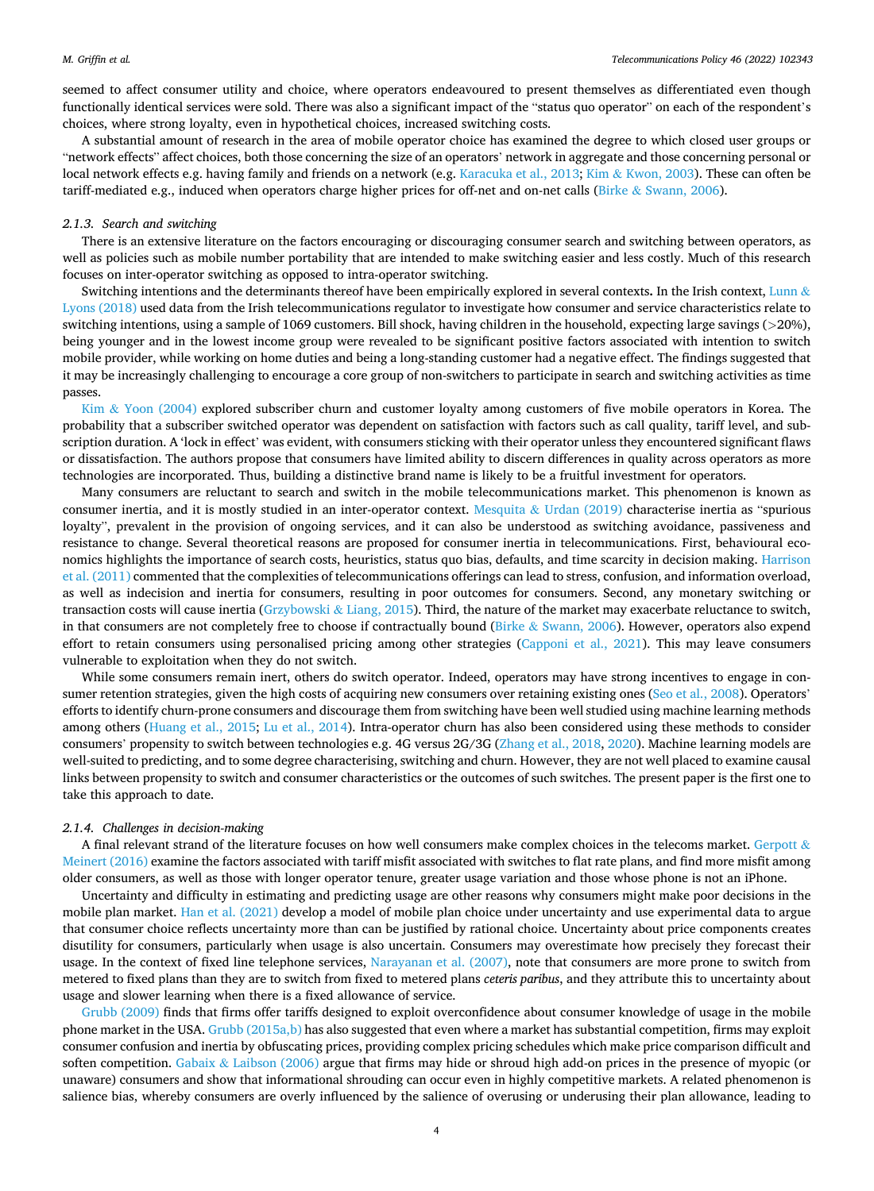seemed to affect consumer utility and choice, where operators endeavoured to present themselves as differentiated even though functionally identical services were sold. There was also a significant impact of the "status quo operator" on each of the respondent's choices, where strong loyalty, even in hypothetical choices, increased switching costs.

A substantial amount of research in the area of mobile operator choice has examined the degree to which closed user groups or "network effects" affect choices, both those concerning the size of an operators' network in aggregate and those concerning personal or local network effects e.g. having family and friends on a network (e.g. Karacuka et al., 2013; Kim & Kwon, 2003). These can often be tariff-mediated e.g., induced when operators charge higher prices for off-net and on-net calls (Birke & Swann, 2006).

#### 2.1.3. Search and switching

There is an extensive literature on the factors encouraging or discouraging consumer search and switching between operators, as well as policies such as mobile number portability that are intended to make switching easier and less costly. Much of this research focuses on inter-operator switching as opposed to intra-operator switching.

Switching intentions and the determinants thereof have been empirically explored in several contexts**.** In the Irish context, Lunn & Lyons (2018) used data from the Irish telecommunications regulator to investigate how consumer and service characteristics relate to switching intentions, using a sample of 1069 customers. Bill shock, having children in the household, expecting large savings (>20%), being younger and in the lowest income group were revealed to be significant positive factors associated with intention to switch mobile provider, while working on home duties and being a long-standing customer had a negative effect. The findings suggested that it may be increasingly challenging to encourage a core group of non-switchers to participate in search and switching activities as time passes.

Kim & Yoon (2004) explored subscriber churn and customer loyalty among customers of five mobile operators in Korea. The probability that a subscriber switched operator was dependent on satisfaction with factors such as call quality, tariff level, and subscription duration. A 'lock in effect' was evident, with consumers sticking with their operator unless they encountered significant flaws or dissatisfaction. The authors propose that consumers have limited ability to discern differences in quality across operators as more technologies are incorporated. Thus, building a distinctive brand name is likely to be a fruitful investment for operators.

Many consumers are reluctant to search and switch in the mobile telecommunications market. This phenomenon is known as consumer inertia, and it is mostly studied in an inter-operator context. Mesquita & Urdan (2019) characterise inertia as "spurious loyalty", prevalent in the provision of ongoing services, and it can also be understood as switching avoidance, passiveness and resistance to change. Several theoretical reasons are proposed for consumer inertia in telecommunications. First, behavioural economics highlights the importance of search costs, heuristics, status quo bias, defaults, and time scarcity in decision making. Harrison et al. (2011) commented that the complexities of telecommunications offerings can lead to stress, confusion, and information overload, as well as indecision and inertia for consumers, resulting in poor outcomes for consumers. Second, any monetary switching or transaction costs will cause inertia (Grzybowski & Liang, 2015). Third, the nature of the market may exacerbate reluctance to switch, in that consumers are not completely free to choose if contractually bound (Birke & Swann, 2006). However, operators also expend effort to retain consumers using personalised pricing among other strategies (Capponi et al., 2021). This may leave consumers vulnerable to exploitation when they do not switch.

While some consumers remain inert, others do switch operator. Indeed, operators may have strong incentives to engage in consumer retention strategies, given the high costs of acquiring new consumers over retaining existing ones (Seo et al., 2008). Operators' efforts to identify churn-prone consumers and discourage them from switching have been well studied using machine learning methods among others (Huang et al., 2015; Lu et al., 2014). Intra-operator churn has also been considered using these methods to consider consumers' propensity to switch between technologies e.g. 4G versus 2G/3G (Zhang et al., 2018, 2020). Machine learning models are well-suited to predicting, and to some degree characterising, switching and churn. However, they are not well placed to examine causal links between propensity to switch and consumer characteristics or the outcomes of such switches. The present paper is the first one to take this approach to date.

#### 2.1.4. Challenges in decision-making

A final relevant strand of the literature focuses on how well consumers make complex choices in the telecoms market. Gerpott & Meinert (2016) examine the factors associated with tariff misfit associated with switches to flat rate plans, and find more misfit among older consumers, as well as those with longer operator tenure, greater usage variation and those whose phone is not an iPhone.

Uncertainty and difficulty in estimating and predicting usage are other reasons why consumers might make poor decisions in the mobile plan market. Han et al. (2021) develop a model of mobile plan choice under uncertainty and use experimental data to argue that consumer choice reflects uncertainty more than can be justified by rational choice. Uncertainty about price components creates disutility for consumers, particularly when usage is also uncertain. Consumers may overestimate how precisely they forecast their usage. In the context of fixed line telephone services, Narayanan et al. (2007), note that consumers are more prone to switch from metered to fixed plans than they are to switch from fixed to metered plans *ceteris paribus*, and they attribute this to uncertainty about usage and slower learning when there is a fixed allowance of service.

Grubb (2009) finds that firms offer tariffs designed to exploit overconfidence about consumer knowledge of usage in the mobile phone market in the USA. Grubb (2015a,b) has also suggested that even where a market has substantial competition, firms may exploit consumer confusion and inertia by obfuscating prices, providing complex pricing schedules which make price comparison difficult and soften competition. Gabaix & Laibson (2006) argue that firms may hide or shroud high add-on prices in the presence of myopic (or unaware) consumers and show that informational shrouding can occur even in highly competitive markets. A related phenomenon is salience bias, whereby consumers are overly influenced by the salience of overusing or underusing their plan allowance, leading to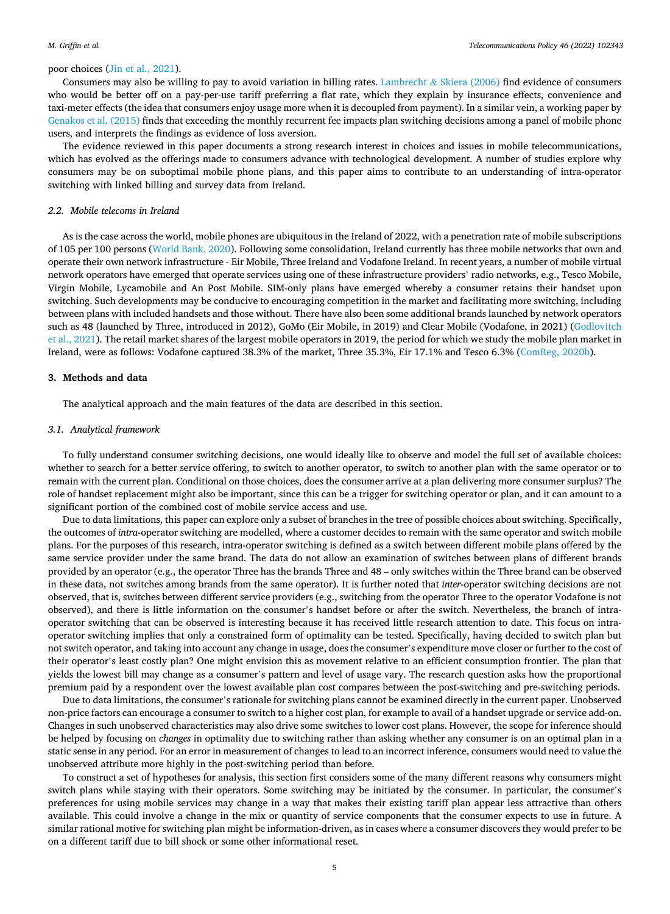poor choices (Jin et al., 2021).

Consumers may also be willing to pay to avoid variation in billing rates. Lambrecht & Skiera (2006) find evidence of consumers who would be better off on a pay-per-use tariff preferring a flat rate, which they explain by insurance effects, convenience and taxi-meter effects (the idea that consumers enjoy usage more when it is decoupled from payment). In a similar vein, a working paper by Genakos et al. (2015) finds that exceeding the monthly recurrent fee impacts plan switching decisions among a panel of mobile phone users, and interprets the findings as evidence of loss aversion.

The evidence reviewed in this paper documents a strong research interest in choices and issues in mobile telecommunications, which has evolved as the offerings made to consumers advance with technological development. A number of studies explore why consumers may be on suboptimal mobile phone plans, and this paper aims to contribute to an understanding of intra-operator switching with linked billing and survey data from Ireland.

### 2.2. Mobile telecoms in Ireland

As is the case across the world, mobile phones are ubiquitous in the Ireland of 2022, with a penetration rate of mobile subscriptions of 105 per 100 persons (World Bank, 2020). Following some consolidation, Ireland currently has three mobile networks that own and operate their own network infrastructure - Eir Mobile, Three Ireland and Vodafone Ireland. In recent years, a number of mobile virtual network operators have emerged that operate services using one of these infrastructure providers' radio networks, e.g., Tesco Mobile, Virgin Mobile, Lycamobile and An Post Mobile. SIM-only plans have emerged whereby a consumer retains their handset upon switching. Such developments may be conducive to encouraging competition in the market and facilitating more switching, including between plans with included handsets and those without. There have also been some additional brands launched by network operators such as 48 (launched by Three, introduced in 2012), GoMo (Eir Mobile, in 2019) and Clear Mobile (Vodafone, in 2021) (Godlovitch et al., 2021). The retail market shares of the largest mobile operators in 2019, the period for which we study the mobile plan market in Ireland, were as follows: Vodafone captured 38.3% of the market, Three 35.3%, Eir 17.1% and Tesco 6.3% (ComReg, 2020b).

## 3. Methods and data

The analytical approach and the main features of the data are described in this section.

### 3.1. Analytical framework

To fully understand consumer switching decisions, one would ideally like to observe and model the full set of available choices: whether to search for a better service offering, to switch to another operator, to switch to another plan with the same operator or to remain with the current plan. Conditional on those choices, does the consumer arrive at a plan delivering more consumer surplus? The role of handset replacement might also be important, since this can be a trigger for switching operator or plan, and it can amount to a significant portion of the combined cost of mobile service access and use.

Due to data limitations, this paper can explore only a subset of branches in the tree of possible choices about switching. Specifically, the outcomes of *intra*-operator switching are modelled, where a customer decides to remain with the same operator and switch mobile plans. For the purposes of this research, intra-operator switching is defined as a switch between different mobile plans offered by the same service provider under the same brand. The data do not allow an examination of switches between plans of different brands provided by an operator (e.g., the operator Three has the brands Three and 48 – only switches within the Three brand can be observed in these data, not switches among brands from the same operator). It is further noted that *inter*-operator switching decisions are not observed, that is, switches between different service providers (e.g., switching from the operator Three to the operator Vodafone is not observed), and there is little information on the consumer's handset before or after the switch. Nevertheless, the branch of intra-operator switching that can be observed is interesting because it has received little research attention to date. This focus on intra-operator switching implies that only a constrained form of optimality can be tested. Specifically, having decided to switch plan but not switch operator, and taking into account any change in usage, does the consumer's expenditure move closer or further to the cost of their operator's least costly plan? One might envision this as movement relative to an efficient consumption frontier. The plan that yields the lowest bill may change as a consumer's pattern and level of usage vary. The research question asks how the proportional premium paid by a respondent over the lowest available plan cost compares between the post-switching and pre-switching periods.

Due to data limitations, the consumer's rationale for switching plans cannot be examined directly in the current paper. Unobserved non-price factors can encourage a consumer to switch to a higher cost plan, for example to avail of a handset upgrade or service add-on. Changes in such unobserved characteristics may also drive some switches to lower cost plans. However, the scope for inference should be helped by focusing on *changes* in optimality due to switching rather than asking whether any consumer is on an optimal plan in a static sense in any period. For an error in measurement of changes to lead to an incorrect inference, consumers would need to value the unobserved attribute more highly in the post-switching period than before.

To construct a set of hypotheses for analysis, this section first considers some of the many different reasons why consumers might switch plans while staying with their operators. Some switching may be initiated by the consumer. In particular, the consumer's preferences for using mobile services may change in a way that makes their existing tariff plan appear less attractive than others available. This could involve a change in the mix or quantity of service components that the consumer expects to use in future. A similar rational motive for switching plan might be information-driven, as in cases where a consumer discovers they would prefer to be on a different tariff due to bill shock or some other informational reset.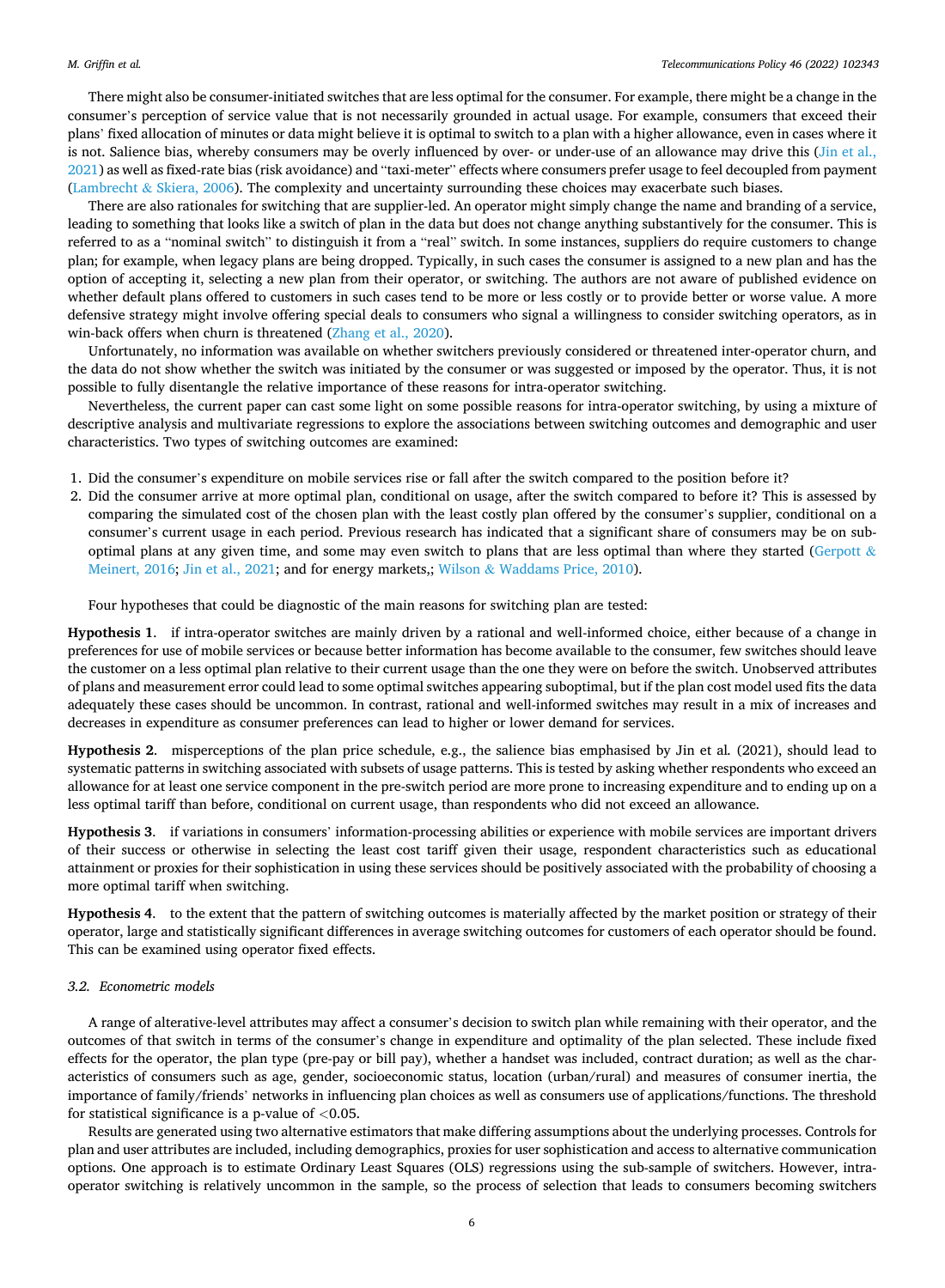There might also be consumer-initiated switches that are less optimal for the consumer. For example, there might be a change in the consumer's perception of service value that is not necessarily grounded in actual usage. For example, consumers that exceed their plans' fixed allocation of minutes or data might believe it is optimal to switch to a plan with a higher allowance, even in cases where it is not. Salience bias, whereby consumers may be overly influenced by over- or under-use of an allowance may drive this (Jin et al., 2021) as well as fixed-rate bias (risk avoidance) and "taxi-meter" effects where consumers prefer usage to feel decoupled from payment (Lambrecht & Skiera, 2006). The complexity and uncertainty surrounding these choices may exacerbate such biases.

There are also rationales for switching that are supplier-led. An operator might simply change the name and branding of a service, leading to something that looks like a switch of plan in the data but does not change anything substantively for the consumer. This is referred to as a "nominal switch" to distinguish it from a "real" switch. In some instances, suppliers do require customers to change plan; for example, when legacy plans are being dropped. Typically, in such cases the consumer is assigned to a new plan and has the option of accepting it, selecting a new plan from their operator, or switching. The authors are not aware of published evidence on whether default plans offered to customers in such cases tend to be more or less costly or to provide better or worse value. A more defensive strategy might involve offering special deals to consumers who signal a willingness to consider switching operators, as in win-back offers when churn is threatened (Zhang et al., 2020).

Unfortunately, no information was available on whether switchers previously considered or threatened inter-operator churn, and the data do not show whether the switch was initiated by the consumer or was suggested or imposed by the operator. Thus, it is not possible to fully disentangle the relative importance of these reasons for intra-operator switching.

Nevertheless, the current paper can cast some light on some possible reasons for intra-operator switching, by using a mixture of descriptive analysis and multivariate regressions to explore the associations between switching outcomes and demographic and user characteristics. Two types of switching outcomes are examined:

1. Did the consumer's expenditure on mobile services rise or fall after the switch compared to the position before it?
2. Did the consumer arrive at more optimal plan, conditional on usage, after the switch compared to before it? This is assessed by comparing the simulated cost of the chosen plan with the least costly plan offered by the consumer's supplier, conditional on a consumer's current usage in each period. Previous research has indicated that a significant share of consumers may be on sub-optimal plans at any given time, and some may even switch to plans that are less optimal than where they started (Gerpott & Meinert, 2016; Jin et al., 2021; and for energy markets,; Wilson & Waddams Price, 2010).

Four hypotheses that could be diagnostic of the main reasons for switching plan are tested:

**Hypothesis 1**. if intra-operator switches are mainly driven by a rational and well-informed choice, either because of a change in preferences for use of mobile services or because better information has become available to the consumer, few switches should leave the customer on a less optimal plan relative to their current usage than the one they were on before the switch. Unobserved attributes of plans and measurement error could lead to some optimal switches appearing suboptimal, but if the plan cost model used fits the data adequately these cases should be uncommon. In contrast, rational and well-informed switches may result in a mix of increases and decreases in expenditure as consumer preferences can lead to higher or lower demand for services.

**Hypothesis 2**. misperceptions of the plan price schedule, e.g., the salience bias emphasised by Jin et al. (2021), should lead to systematic patterns in switching associated with subsets of usage patterns. This is tested by asking whether respondents who exceed an allowance for at least one service component in the pre-switch period are more prone to increasing expenditure and to ending up on a less optimal tariff than before, conditional on current usage, than respondents who did not exceed an allowance.

**Hypothesis 3**. if variations in consumers' information-processing abilities or experience with mobile services are important drivers of their success or otherwise in selecting the least cost tariff given their usage, respondent characteristics such as educational attainment or proxies for their sophistication in using these services should be positively associated with the probability of choosing a more optimal tariff when switching.

**Hypothesis 4**. to the extent that the pattern of switching outcomes is materially affected by the market position or strategy of their operator, large and statistically significant differences in average switching outcomes for customers of each operator should be found. This can be examined using operator fixed effects.

### 3.2. Econometric models

A range of alterative-level attributes may affect a consumer's decision to switch plan while remaining with their operator, and the outcomes of that switch in terms of the consumer's change in expenditure and optimality of the plan selected. These include fixed effects for the operator, the plan type (pre-pay or bill pay), whether a handset was included, contract duration; as well as the characteristics of consumers such as age, gender, socioeconomic status, location (urban/rural) and measures of consumer inertia, the importance of family/friends' networks in influencing plan choices as well as consumers use of applications/functions. The threshold for statistical significance is a p-value of $<0.05$.

Results are generated using two alternative estimators that make differing assumptions about the underlying processes. Controls for plan and user attributes are included, including demographics, proxies for user sophistication and access to alternative communication options. One approach is to estimate Ordinary Least Squares (OLS) regressions using the sub-sample of switchers. However, intra-operator switching is relatively uncommon in the sample, so the process of selection that leads to consumers becoming switchers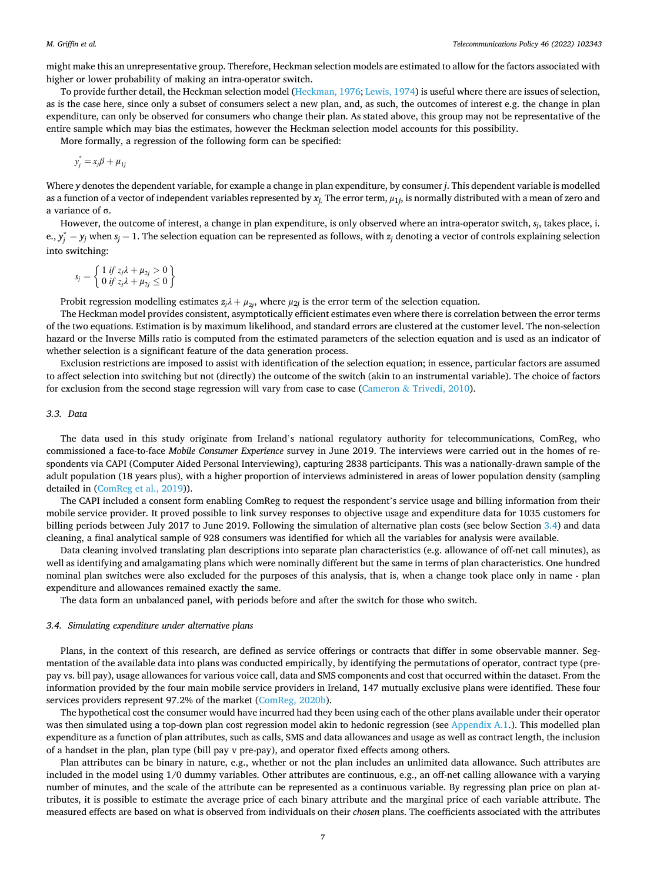might make this an unrepresentative group. Therefore, Heckman selection models are estimated to allow for the factors associated with higher or lower probability of making an intra-operator switch.

To provide further detail, the Heckman selection model (Heckman, 1976; Lewis, 1974) is useful where there are issues of selection, as is the case here, since only a subset of consumers select a new plan, and, as such, the outcomes of interest e.g. the change in plan expenditure, can only be observed for consumers who change their plan. As stated above, this group may not be representative of the entire sample which may bias the estimates, however the Heckman selection model accounts for this possibility.

More formally, a regression of the following form can be specified:

$$y_j^* = x_j\beta + \mu_{1j}$$

Where $y$ denotes the dependent variable, for example a change in plan expenditure, by consumer $j$. This dependent variable is modelled as a function of a vector of independent variables represented by $x_j$. The error term, $\mu_{1j}$, is normally distributed with a mean of zero and a variance of σ.

However, the outcome of interest, a change in plan expenditure, is only observed where an intra-operator switch, $s_j$, takes place, i.e., $y_j^* = y_j$ when $s_j = 1$. The selection equation can be represented as follows, with $z_j$ denoting a vector of controls explaining selection into switching:

$$s_j = \left\{ \begin{array}{l} 1 \text{ if } z_j\lambda + \mu_{2j} > 0 \\ 0 \text{ if } z_j\lambda + \mu_{2j} \leq 0 \end{array} \right\}$$

Probit regression modelling estimates $z_j\lambda + \mu_{2j}$, where $\mu_{2j}$ is the error term of the selection equation.

The Heckman model provides consistent, asymptotically efficient estimates even where there is correlation between the error terms of the two equations. Estimation is by maximum likelihood, and standard errors are clustered at the customer level. The non-selection hazard or the Inverse Mills ratio is computed from the estimated parameters of the selection equation and is used as an indicator of whether selection is a significant feature of the data generation process.

Exclusion restrictions are imposed to assist with identification of the selection equation; in essence, particular factors are assumed to affect selection into switching but not (directly) the outcome of the switch (akin to an instrumental variable). The choice of factors for exclusion from the second stage regression will vary from case to case (Cameron & Trivedi, 2010).

### 3.3. Data

The data used in this study originate from Ireland's national regulatory authority for telecommunications, ComReg, who commissioned a face-to-face *Mobile Consumer Experience* survey in June 2019. The interviews were carried out in the homes of respondents via CAPI (Computer Aided Personal Interviewing), capturing 2838 participants. This was a nationally-drawn sample of the adult population (18 years plus), with a higher proportion of interviews administered in areas of lower population density (sampling detailed in (ComReg et al., 2019)).

The CAPI included a consent form enabling ComReg to request the respondent's service usage and billing information from their mobile service provider. It proved possible to link survey responses to objective usage and expenditure data for 1035 customers for billing periods between July 2017 to June 2019. Following the simulation of alternative plan costs (see below Section 3.4) and data cleaning, a final analytical sample of 928 consumers was identified for which all the variables for analysis were available.

Data cleaning involved translating plan descriptions into separate plan characteristics (e.g. allowance of off-net call minutes), as well as identifying and amalgamating plans which were nominally different but the same in terms of plan characteristics. One hundred nominal plan switches were also excluded for the purposes of this analysis, that is, when a change took place only in name - plan expenditure and allowances remained exactly the same.

The data form an unbalanced panel, with periods before and after the switch for those who switch.

### 3.4. Simulating expenditure under alternative plans

Plans, in the context of this research, are defined as service offerings or contracts that differ in some observable manner. Segmentation of the available data into plans was conducted empirically, by identifying the permutations of operator, contract type (prepay vs. bill pay), usage allowances for various voice call, data and SMS components and cost that occurred within the dataset. From the information provided by the four main mobile service providers in Ireland, 147 mutually exclusive plans were identified. These four services providers represent 97.2% of the market (ComReg, 2020b).

The hypothetical cost the consumer would have incurred had they been using each of the other plans available under their operator was then simulated using a top-down plan cost regression model akin to hedonic regression (see Appendix A.1.). This modelled plan expenditure as a function of plan attributes, such as calls, SMS and data allowances and usage as well as contract length, the inclusion of a handset in the plan, plan type (bill pay v pre-pay), and operator fixed effects among others.

Plan attributes can be binary in nature, e.g., whether or not the plan includes an unlimited data allowance. Such attributes are included in the model using 1/0 dummy variables. Other attributes are continuous, e.g., an off-net calling allowance with a varying number of minutes, and the scale of the attribute can be represented as a continuous variable. By regressing plan price on plan attributes, it is possible to estimate the average price of each binary attribute and the marginal price of each variable attribute. The measured effects are based on what is observed from individuals on their *chosen* plans. The coefficients associated with the attributes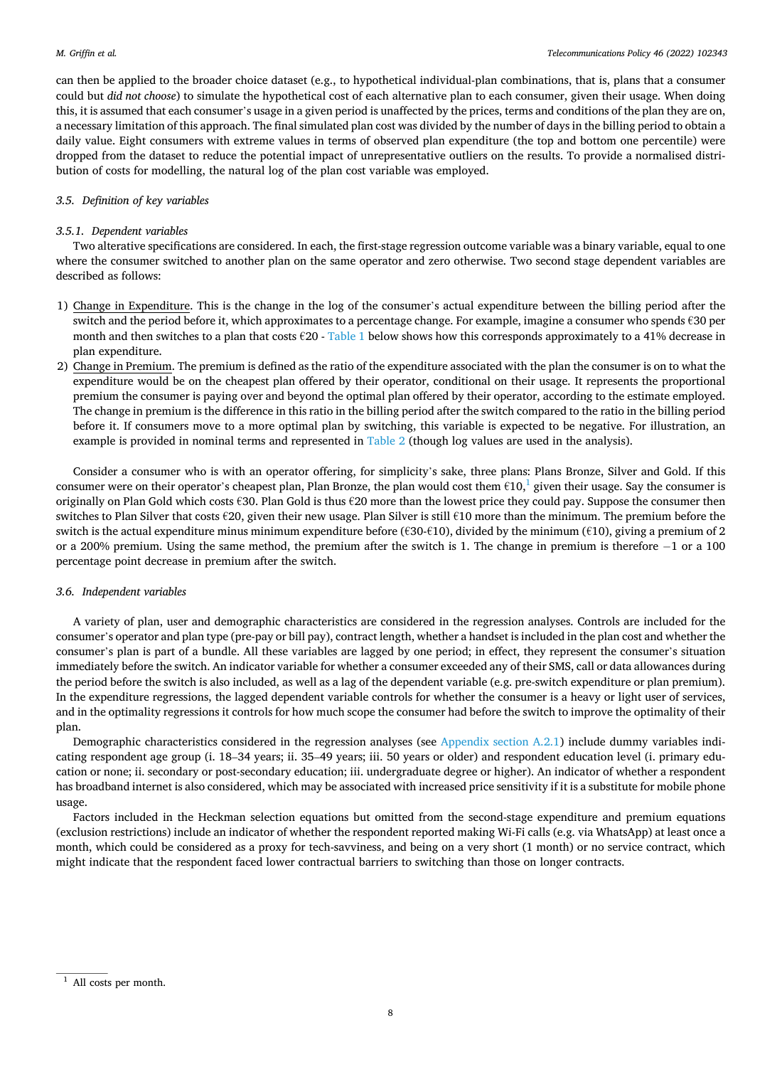can then be applied to the broader choice dataset (e.g., to hypothetical individual-plan combinations, that is, plans that a consumer could but *did not choose*) to simulate the hypothetical cost of each alternative plan to each consumer, given their usage. When doing this, it is assumed that each consumer's usage in a given period is unaffected by the prices, terms and conditions of the plan they are on, a necessary limitation of this approach. The final simulated plan cost was divided by the number of days in the billing period to obtain a daily value. Eight consumers with extreme values in terms of observed plan expenditure (the top and bottom one percentile) were dropped from the dataset to reduce the potential impact of unrepresentative outliers on the results. To provide a normalised distribution of costs for modelling, the natural log of the plan cost variable was employed.

### 3.5. Definition of key variables

#### 3.5.1. Dependent variables

Two alterative specifications are considered. In each, the first-stage regression outcome variable was a binary variable, equal to one where the consumer switched to another plan on the same operator and zero otherwise. Two second stage dependent variables are described as follows:

1) Change in Expenditure. This is the change in the log of the consumer's actual expenditure between the billing period after the switch and the period before it, which approximates to a percentage change. For example, imagine a consumer who spends €30 per month and then switches to a plan that costs €20 - Table 1 below shows how this corresponds approximately to a 41% decrease in plan expenditure.
2) Change in Premium. The premium is defined as the ratio of the expenditure associated with the plan the consumer is on to what the expenditure would be on the cheapest plan offered by their operator, conditional on their usage. It represents the proportional premium the consumer is paying over and beyond the optimal plan offered by their operator, according to the estimate employed. The change in premium is the difference in this ratio in the billing period after the switch compared to the ratio in the billing period before it. If consumers move to a more optimal plan by switching, this variable is expected to be negative. For illustration, an example is provided in nominal terms and represented in Table 2 (though log values are used in the analysis).

Consider a consumer who is with an operator offering, for simplicity's sake, three plans: Plans Bronze, Silver and Gold. If this consumer were on their operator's cheapest plan, Plan Bronze, the plan would cost them €10,[1] given their usage. Say the consumer is originally on Plan Gold which costs €30. Plan Gold is thus €20 more than the lowest price they could pay. Suppose the consumer then switches to Plan Silver that costs €20, given their new usage. Plan Silver is still €10 more than the minimum. The premium before the switch is the actual expenditure minus minimum expenditure before (€30-€10), divided by the minimum (€10), giving a premium of 2 or a 200% premium. Using the same method, the premium after the switch is 1. The change in premium is therefore −1 or a 100 percentage point decrease in premium after the switch.

### 3.6. Independent variables

A variety of plan, user and demographic characteristics are considered in the regression analyses. Controls are included for the consumer's operator and plan type (pre-pay or bill pay), contract length, whether a handset is included in the plan cost and whether the consumer's plan is part of a bundle. All these variables are lagged by one period; in effect, they represent the consumer's situation immediately before the switch. An indicator variable for whether a consumer exceeded any of their SMS, call or data allowances during the period before the switch is also included, as well as a lag of the dependent variable (e.g. pre-switch expenditure or plan premium). In the expenditure regressions, the lagged dependent variable controls for whether the consumer is a heavy or light user of services, and in the optimality regressions it controls for how much scope the consumer had before the switch to improve the optimality of their plan.

Demographic characteristics considered in the regression analyses (see Appendix section A.2.1) include dummy variables indicating respondent age group (i. 18–34 years; ii. 35–49 years; iii. 50 years or older) and respondent education level (i. primary education or none; ii. secondary or post-secondary education; iii. undergraduate degree or higher). An indicator of whether a respondent has broadband internet is also considered, which may be associated with increased price sensitivity if it is a substitute for mobile phone usage.

Factors included in the Heckman selection equations but omitted from the second-stage expenditure and premium equations (exclusion restrictions) include an indicator of whether the respondent reported making Wi-Fi calls (e.g. via WhatsApp) at least once a month, which could be considered as a proxy for tech-savviness, and being on a very short (1 month) or no service contract, which might indicate that the respondent faced lower contractual barriers to switching than those on longer contracts.

[1] All costs per month.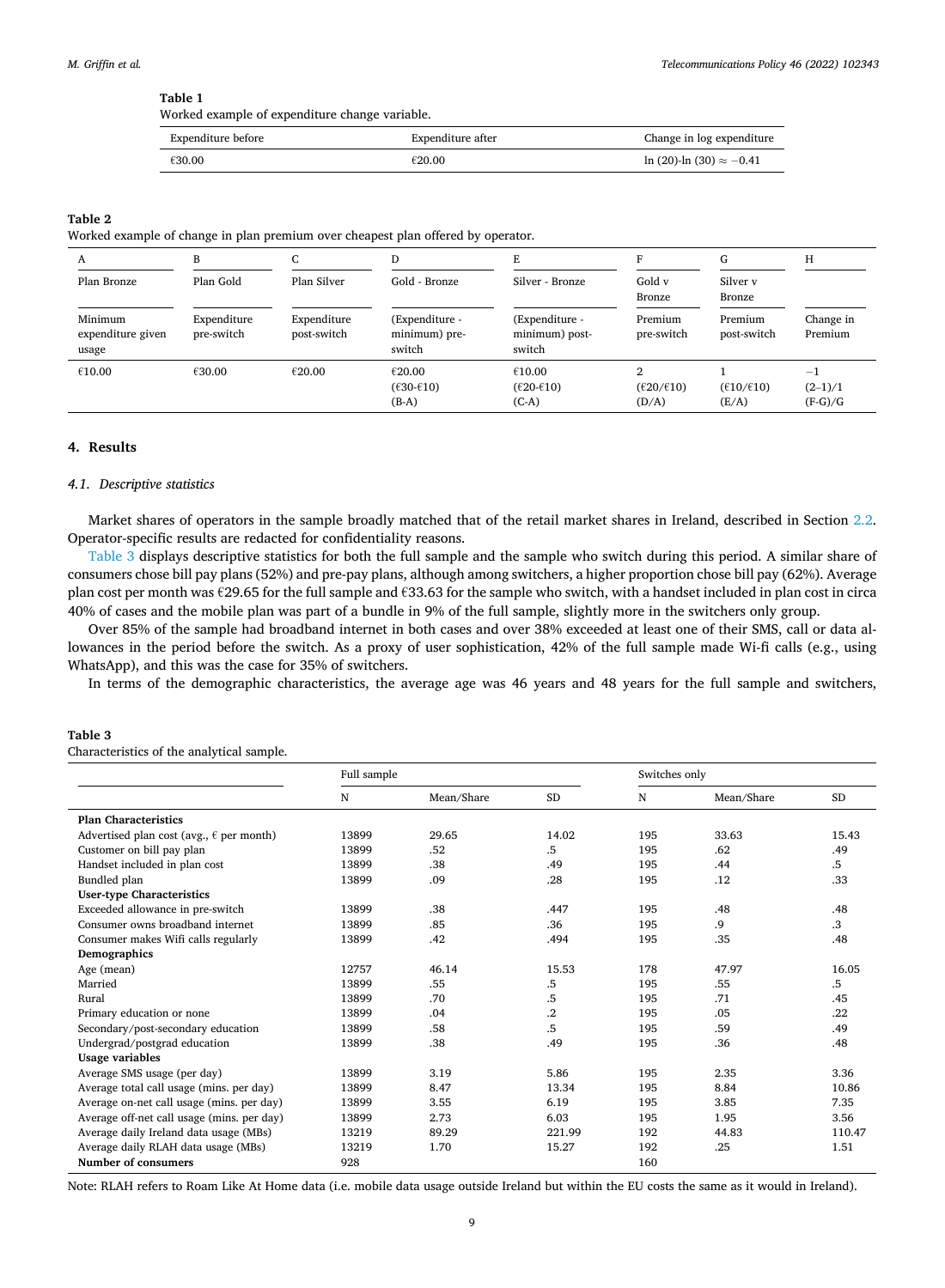**Table 1**
Worked example of expenditure change variable.

| Expenditure before | Expenditure after | Change in log expenditure |
|---|---|---|
| €30.00 | €20.00 | ln (20)-ln (30) ≈ −0.41 |

**Table 2**
Worked example of change in plan premium over cheapest plan offered by operator.

| A | B | C | D | E | F | G | H |
|---|---|---|---|---|---|---|---|
| Plan Bronze | Plan Gold | Plan Silver | Gold - Bronze | Silver - Bronze | Gold v Bronze | Silver v Bronze | |
| Minimum expenditure given usage | Expenditure pre-switch | Expenditure post-switch | (Expenditure - minimum) pre-switch | (Expenditure - minimum) post-switch | Premium pre-switch | Premium post-switch | Change in Premium |
| €10.00 | €30.00 | €20.00 | €20.00 (€30-€10) (B-A) | €10.00 (€20-€10) (C-A) | 2 (€20/€10) (D/A) | 1 (€10/€10) (E/A) | −1 (2–1)/1 (F-G)/G |

## 4. Results

### *4.1. Descriptive statistics*

Market shares of operators in the sample broadly matched that of the retail market shares in Ireland, described in Section 2.2. Operator-specific results are redacted for confidentiality reasons.

Table 3 displays descriptive statistics for both the full sample and the sample who switch during this period. A similar share of consumers chose bill pay plans (52%) and pre-pay plans, although among switchers, a higher proportion chose bill pay (62%). Average plan cost per month was €29.65 for the full sample and €33.63 for the sample who switch, with a handset included in plan cost in circa 40% of cases and the mobile plan was part of a bundle in 9% of the full sample, slightly more in the switchers only group.

Over 85% of the sample had broadband internet in both cases and over 38% exceeded at least one of their SMS, call or data allowances in the period before the switch. As a proxy of user sophistication, 42% of the full sample made Wi-fi calls (e.g., using WhatsApp), and this was the case for 35% of switchers.

In terms of the demographic characteristics, the average age was 46 years and 48 years for the full sample and switchers,

**Table 3**
Characteristics of the analytical sample.

| | Full sample | | | Switches only | | |
|---|---|---|---|---|---|---|
| | N | Mean/Share | SD | N | Mean/Share | SD |
| **Plan Characteristics** | | | | | | |
| Advertised plan cost (avg., € per month) | 13899 | 29.65 | 14.02 | 195 | 33.63 | 15.43 |
| Customer on bill pay plan | 13899 | .52 | .5 | 195 | .62 | .49 |
| Handset included in plan cost | 13899 | .38 | .49 | 195 | .44 | .5 |
| Bundled plan | 13899 | .09 | .28 | 195 | .12 | .33 |
| **User-type Characteristics** | | | | | | |
| Exceeded allowance in pre-switch | 13899 | .38 | .447 | 195 | .48 | .48 |
| Consumer owns broadband internet | 13899 | .85 | .36 | 195 | .9 | .3 |
| Consumer makes Wifi calls regularly | 13899 | .42 | .494 | 195 | .35 | .48 |
| **Demographics** | | | | | | |
| Age (mean) | 12757 | 46.14 | 15.53 | 178 | 47.97 | 16.05 |
| Married | 13899 | .55 | .5 | 195 | .55 | .5 |
| Rural | 13899 | .70 | .5 | 195 | .71 | .45 |
| Primary education or none | 13899 | .04 | .2 | 195 | .05 | .22 |
| Secondary/post-secondary education | 13899 | .58 | .5 | 195 | .59 | .49 |
| Undergrad/postgrad education | 13899 | .38 | .49 | 195 | .36 | .48 |
| **Usage variables** | | | | | | |
| Average SMS usage (per day) | 13899 | 3.19 | 5.86 | 195 | 2.35 | 3.36 |
| Average total call usage (mins. per day) | 13899 | 8.47 | 13.34 | 195 | 8.84 | 10.86 |
| Average on-net call usage (mins. per day) | 13899 | 3.55 | 6.19 | 195 | 3.85 | 7.35 |
| Average off-net call usage (mins. per day) | 13899 | 2.73 | 6.03 | 195 | 1.95 | 3.56 |
| Average daily Ireland data usage (MBs) | 13219 | 89.29 | 221.99 | 192 | 44.83 | 110.47 |
| Average daily RLAH data usage (MBs) | 13219 | 1.70 | 15.27 | 192 | .25 | 1.51 |
| **Number of consumers** | 928 | | | 160 | | |

Note: RLAH refers to Roam Like At Home data (i.e. mobile data usage outside Ireland but within the EU costs the same as it would in Ireland).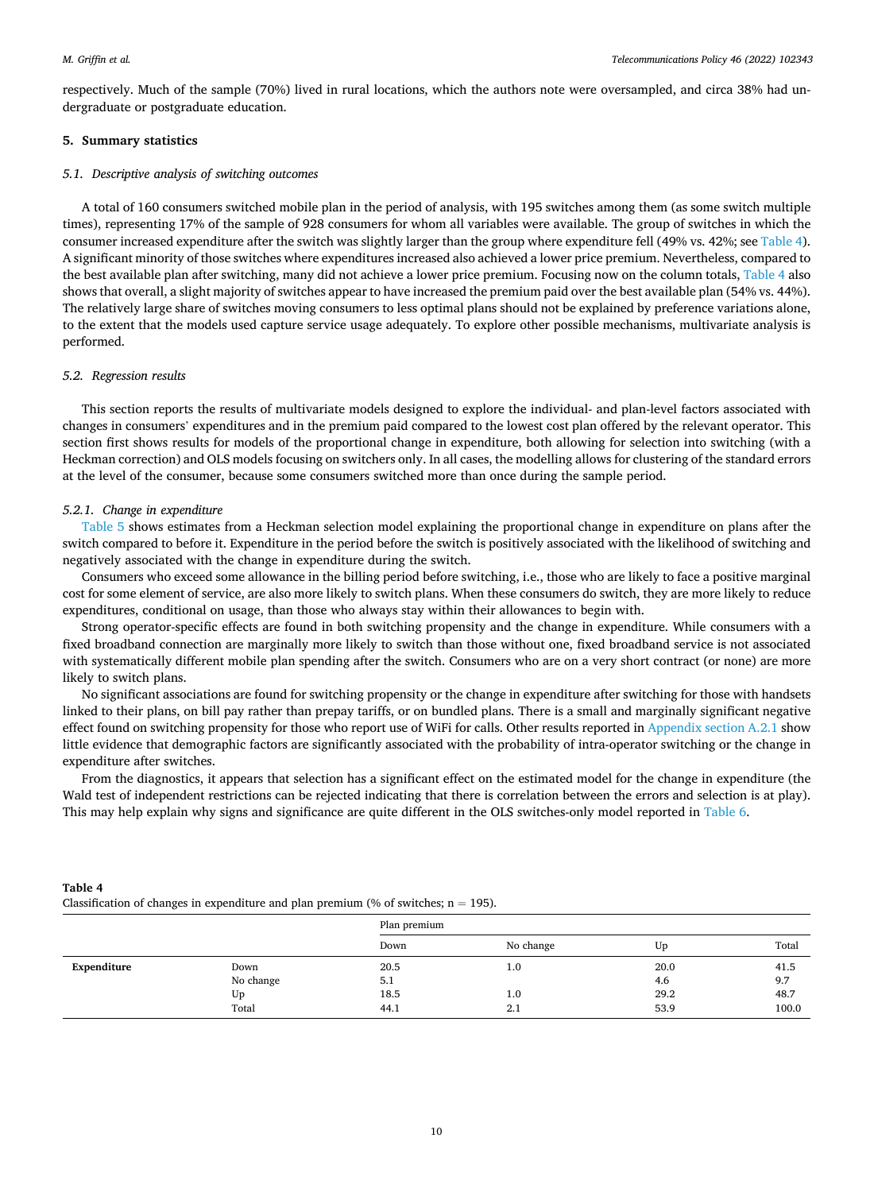respectively. Much of the sample (70%) lived in rural locations, which the authors note were oversampled, and circa 38% had undergraduate or postgraduate education.

## 5. Summary statistics

### 5.1. Descriptive analysis of switching outcomes

A total of 160 consumers switched mobile plan in the period of analysis, with 195 switches among them (as some switch multiple times), representing 17% of the sample of 928 consumers for whom all variables were available. The group of switches in which the consumer increased expenditure after the switch was slightly larger than the group where expenditure fell (49% vs. 42%; see Table 4). A significant minority of those switches where expenditures increased also achieved a lower price premium. Nevertheless, compared to the best available plan after switching, many did not achieve a lower price premium. Focusing now on the column totals, Table 4 also shows that overall, a slight majority of switches appear to have increased the premium paid over the best available plan (54% vs. 44%). The relatively large share of switches moving consumers to less optimal plans should not be explained by preference variations alone, to the extent that the models used capture service usage adequately. To explore other possible mechanisms, multivariate analysis is performed.

### 5.2. Regression results

This section reports the results of multivariate models designed to explore the individual- and plan-level factors associated with changes in consumers' expenditures and in the premium paid compared to the lowest cost plan offered by the relevant operator. This section first shows results for models of the proportional change in expenditure, both allowing for selection into switching (with a Heckman correction) and OLS models focusing on switchers only. In all cases, the modelling allows for clustering of the standard errors at the level of the consumer, because some consumers switched more than once during the sample period.

#### 5.2.1. Change in expenditure

Table 5 shows estimates from a Heckman selection model explaining the proportional change in expenditure on plans after the switch compared to before it. Expenditure in the period before the switch is positively associated with the likelihood of switching and negatively associated with the change in expenditure during the switch.

Consumers who exceed some allowance in the billing period before switching, i.e., those who are likely to face a positive marginal cost for some element of service, are also more likely to switch plans. When these consumers do switch, they are more likely to reduce expenditures, conditional on usage, than those who always stay within their allowances to begin with.

Strong operator-specific effects are found in both switching propensity and the change in expenditure. While consumers with a fixed broadband connection are marginally more likely to switch than those without one, fixed broadband service is not associated with systematically different mobile plan spending after the switch. Consumers who are on a very short contract (or none) are more likely to switch plans.

No significant associations are found for switching propensity or the change in expenditure after switching for those with handsets linked to their plans, on bill pay rather than prepay tariffs, or on bundled plans. There is a small and marginally significant negative effect found on switching propensity for those who report use of WiFi for calls. Other results reported in Appendix section A.2.1 show little evidence that demographic factors are significantly associated with the probability of intra-operator switching or the change in expenditure after switches.

From the diagnostics, it appears that selection has a significant effect on the estimated model for the change in expenditure (the Wald test of independent restrictions can be rejected indicating that there is correlation between the errors and selection is at play). This may help explain why signs and significance are quite different in the OLS switches-only model reported in Table 6.

**Table 4**
Classification of changes in expenditure and plan premium (% of switches; n = 195).

| | | Plan premium | | | |
|---|---|---|---|---|---|
| | | Down | No change | Up | Total |
| **Expenditure** | Down | 20.5 | 1.0 | 20.0 | 41.5 |
| | No change | 5.1 | | 4.6 | 9.7 |
| | Up | 18.5 | 1.0 | 29.2 | 48.7 |
| | Total | 44.1 | 2.1 | 53.9 | 100.0 |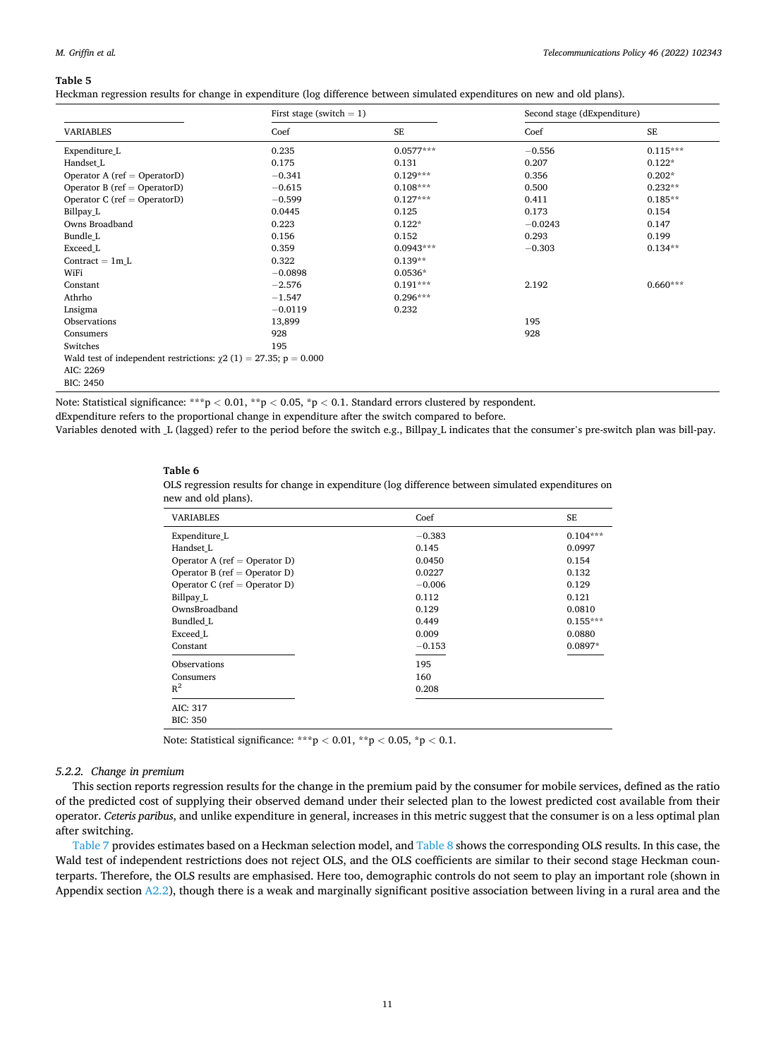**Table 5**
Heckman regression results for change in expenditure (log difference between simulated expenditures on new and old plans).

| VARIABLES | First stage (switch = 1) | | Second stage (dExpenditure) | |
|---|---|---|---|---|
| | Coef | SE | Coef | SE |
| Expenditure_L | 0.235 | 0.0577*** | −0.556 | 0.115*** |
| Handset_L | 0.175 | 0.131 | 0.207 | 0.122* |
| Operator A (ref = OperatorD) | −0.341 | 0.129*** | 0.356 | 0.202* |
| Operator B (ref = OperatorD) | −0.615 | 0.108*** | 0.500 | 0.232** |
| Operator C (ref = OperatorD) | −0.599 | 0.127*** | 0.411 | 0.185** |
| Billpay_L | 0.0445 | 0.125 | 0.173 | 0.154 |
| Owns Broadband | 0.223 | 0.122* | −0.0243 | 0.147 |
| Bundle_L | 0.156 | 0.152 | 0.293 | 0.199 |
| Exceed_L | 0.359 | 0.0943*** | −0.303 | 0.134** |
| Contract = 1m_L | 0.322 | 0.139** | | |
| WiFi | −0.0898 | 0.0536* | | |
| Constant | −2.576 | 0.191*** | 2.192 | 0.660*** |
| Athrho | −1.547 | 0.296*** | | |
| Lnsigma | −0.0119 | 0.232 | | |
| Observations | 13,899 | | 195 | |
| Consumers | 928 | | 928 | |
| Switches | 195 | | | |
| Wald test of independent restrictions: $\chi2$ (1) = 27.35; p = 0.000 | | | | |
| AIC: 2269 | | | | |
| BIC: 2450 | | | | |

Note: Statistical significance: ***p < 0.01, **p < 0.05, *p < 0.1. Standard errors clustered by respondent.
dExpenditure refers to the proportional change in expenditure after the switch compared to before.
Variables denoted with _L (lagged) refer to the period before the switch e.g., Billpay_L indicates that the consumer's pre-switch plan was bill-pay.

**Table 6**
OLS regression results for change in expenditure (log difference between simulated expenditures on new and old plans).

| VARIABLES | Coef | SE |
|---|---|---|
| Expenditure_L | −0.383 | 0.104*** |
| Handset_L | 0.145 | 0.0997 |
| Operator A (ref = Operator D) | 0.0450 | 0.154 |
| Operator B (ref = Operator D) | 0.0227 | 0.132 |
| Operator C (ref = Operator D) | −0.006 | 0.129 |
| Billpay_L | 0.112 | 0.121 |
| OwnsBroadband | 0.129 | 0.0810 |
| Bundled_L | 0.449 | 0.155*** |
| Exceed_L | 0.009 | 0.0880 |
| Constant | −0.153 | 0.0897* |
| Observations | 195 | |
| Consumers | 160 | |
| $R^2$ | 0.208 | |
| AIC: 317 | | |
| BIC: 350 | | |

Note: Statistical significance: ***p < 0.01, **p < 0.05, *p < 0.1.

#### 5.2.2. Change in premium

This section reports regression results for the change in the premium paid by the consumer for mobile services, defined as the ratio of the predicted cost of supplying their observed demand under their selected plan to the lowest predicted cost available from their operator. *Ceteris paribus*, and unlike expenditure in general, increases in this metric suggest that the consumer is on a less optimal plan after switching.

Table 7 provides estimates based on a Heckman selection model, and Table 8 shows the corresponding OLS results. In this case, the Wald test of independent restrictions does not reject OLS, and the OLS coefficients are similar to their second stage Heckman counterparts. Therefore, the OLS results are emphasised. Here too, demographic controls do not seem to play an important role (shown in Appendix section A2.2), though there is a weak and marginally significant positive association between living in a rural area and the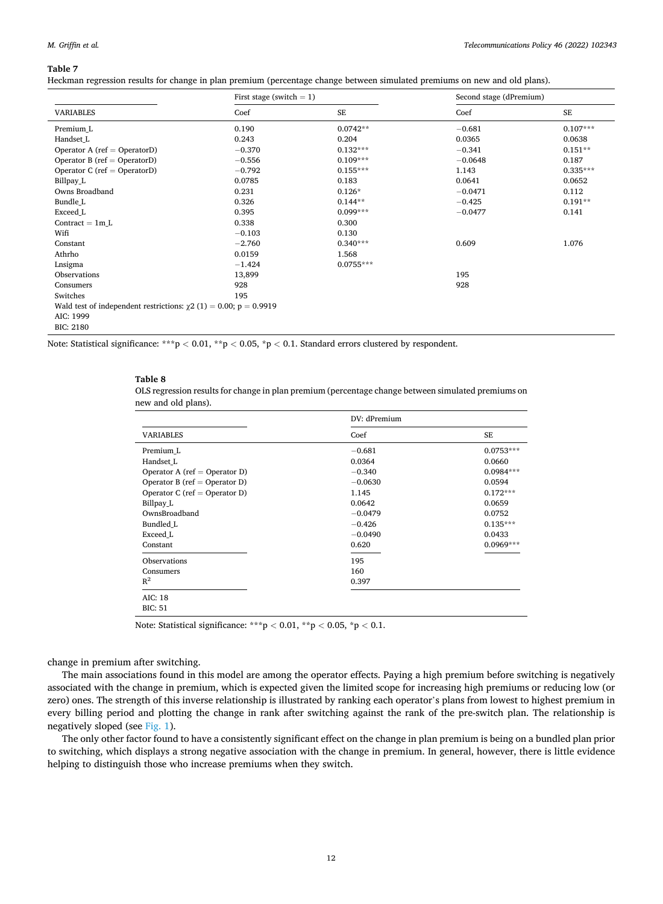**Table 7**
Heckman regression results for change in plan premium (percentage change between simulated premiums on new and old plans).

| VARIABLES | First stage (switch = 1) Coef | SE | Second stage (dPremium) Coef | SE |
|---|---|---|---|---|
| Premium_L | 0.190 | 0.0742** | −0.681 | 0.107*** |
| Handset_L | 0.243 | 0.204 | 0.0365 | 0.0638 |
| Operator A (ref = OperatorD) | −0.370 | 0.132*** | −0.341 | 0.151** |
| Operator B (ref = OperatorD) | −0.556 | 0.109*** | −0.0648 | 0.187 |
| Operator C (ref = OperatorD) | −0.792 | 0.155*** | 1.143 | 0.335*** |
| Billpay_L | 0.0785 | 0.183 | 0.0641 | 0.0652 |
| Owns Broadband | 0.231 | 0.126* | −0.0471 | 0.112 |
| Bundle_L | 0.326 | 0.144** | −0.425 | 0.191** |
| Exceed_L | 0.395 | 0.099*** | −0.0477 | 0.141 |
| Contract = 1m_L | 0.338 | 0.300 | | |
| Wifi | −0.103 | 0.130 | | |
| Constant | −2.760 | 0.340*** | 0.609 | 1.076 |
| Athrho | 0.0159 | 1.568 | | |
| Lnsigma | −1.424 | 0.0755*** | | |
| Observations | 13,899 | | 195 | |
| Consumers | 928 | | 928 | |
| Switches | 195 | | | |
| Wald test of independent restrictions: $\chi2$ (1) = 0.00; p = 0.9919 | | | | |
| AIC: 1999 | | | | |
| BIC: 2180 | | | | |

Note: Statistical significance: ***$p < 0.01$, **$p < 0.05$, *$p < 0.1$. Standard errors clustered by respondent.

**Table 8**
OLS regression results for change in plan premium (percentage change between simulated premiums on new and old plans).

| VARIABLES | DV: dPremium Coef | SE |
|---|---|---|
| Premium_L | −0.681 | 0.0753*** |
| Handset_L | 0.0364 | 0.0660 |
| Operator A (ref = Operator D) | −0.340 | 0.0984*** |
| Operator B (ref = Operator D) | −0.0630 | 0.0594 |
| Operator C (ref = Operator D) | 1.145 | 0.172*** |
| Billpay_L | 0.0642 | 0.0659 |
| OwnsBroadband | −0.0479 | 0.0752 |
| Bundled_L | −0.426 | 0.135*** |
| Exceed_L | −0.0490 | 0.0433 |
| Constant | 0.620 | 0.0969*** |
| Observations | 195 | |
| Consumers | 160 | |
| $R^2$ | 0.397 | |
| AIC: 18 | | |
| BIC: 51 | | |

Note: Statistical significance: ***$p < 0.01$, **$p < 0.05$, *$p < 0.1$.

change in premium after switching.

The main associations found in this model are among the operator effects. Paying a high premium before switching is negatively associated with the change in premium, which is expected given the limited scope for increasing high premiums or reducing low (or zero) ones. The strength of this inverse relationship is illustrated by ranking each operator's plans from lowest to highest premium in every billing period and plotting the change in rank after switching against the rank of the pre-switch plan. The relationship is negatively sloped (see Fig. 1).

The only other factor found to have a consistently significant effect on the change in plan premium is being on a bundled plan prior to switching, which displays a strong negative association with the change in premium. In general, however, there is little evidence helping to distinguish those who increase premiums when they switch.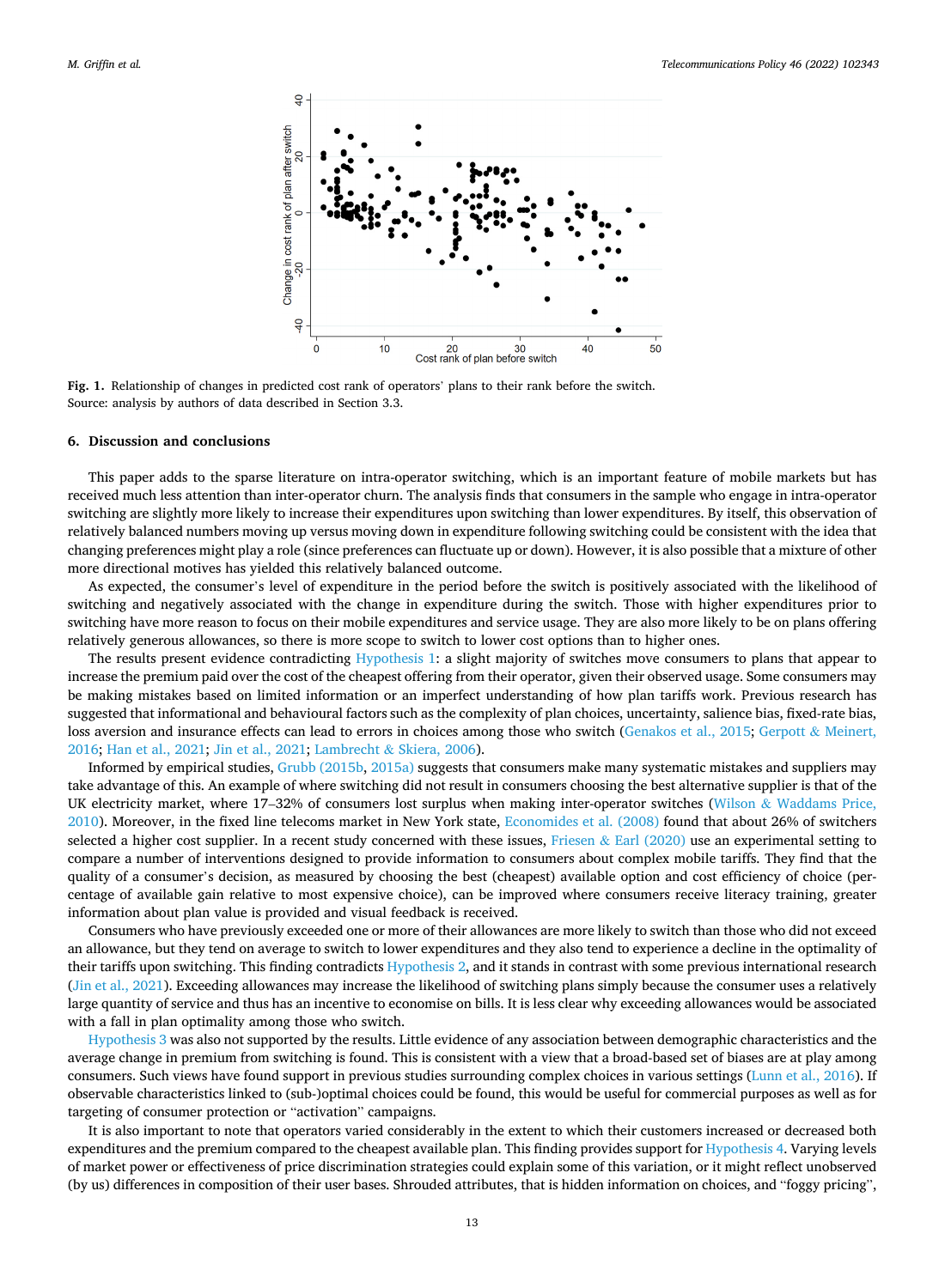**Fig. 1.** Relationship of changes in predicted cost rank of operators' plans to their rank before the switch.
Source: analysis by authors of data described in Section 3.3.

## 6. Discussion and conclusions

This paper adds to the sparse literature on intra-operator switching, which is an important feature of mobile markets but has received much less attention than inter-operator churn. The analysis finds that consumers in the sample who engage in intra-operator switching are slightly more likely to increase their expenditures upon switching than lower expenditures. By itself, this observation of relatively balanced numbers moving up versus moving down in expenditure following switching could be consistent with the idea that changing preferences might play a role (since preferences can fluctuate up or down). However, it is also possible that a mixture of other more directional motives has yielded this relatively balanced outcome.

As expected, the consumer's level of expenditure in the period before the switch is positively associated with the likelihood of switching and negatively associated with the change in expenditure during the switch. Those with higher expenditures prior to switching have more reason to focus on their mobile expenditures and service usage. They are also more likely to be on plans offering relatively generous allowances, so there is more scope to switch to lower cost options than to higher ones.

The results present evidence contradicting Hypothesis 1: a slight majority of switches move consumers to plans that appear to increase the premium paid over the cost of the cheapest offering from their operator, given their observed usage. Some consumers may be making mistakes based on limited information or an imperfect understanding of how plan tariffs work. Previous research has suggested that informational and behavioural factors such as the complexity of plan choices, uncertainty, salience bias, fixed-rate bias, loss aversion and insurance effects can lead to errors in choices among those who switch (Genakos et al., 2015; Gerpott & Meinert, 2016; Han et al., 2021; Jin et al., 2021; Lambrecht & Skiera, 2006).

Informed by empirical studies, Grubb (2015b, 2015a) suggests that consumers make many systematic mistakes and suppliers may take advantage of this. An example of where switching did not result in consumers choosing the best alternative supplier is that of the UK electricity market, where 17–32% of consumers lost surplus when making inter-operator switches (Wilson & Waddams Price, 2010). Moreover, in the fixed line telecoms market in New York state, Economides et al. (2008) found that about 26% of switchers selected a higher cost supplier. In a recent study concerned with these issues, Friesen & Earl (2020) use an experimental setting to compare a number of interventions designed to provide information to consumers about complex mobile tariffs. They find that the quality of a consumer's decision, as measured by choosing the best (cheapest) available option and cost efficiency of choice (percentage of available gain relative to most expensive choice), can be improved where consumers receive literacy training, greater information about plan value is provided and visual feedback is received.

Consumers who have previously exceeded one or more of their allowances are more likely to switch than those who did not exceed an allowance, but they tend on average to switch to lower expenditures and they also tend to experience a decline in the optimality of their tariffs upon switching. This finding contradicts Hypothesis 2, and it stands in contrast with some previous international research (Jin et al., 2021). Exceeding allowances may increase the likelihood of switching plans simply because the consumer uses a relatively large quantity of service and thus has an incentive to economise on bills. It is less clear why exceeding allowances would be associated with a fall in plan optimality among those who switch.

Hypothesis 3 was also not supported by the results. Little evidence of any association between demographic characteristics and the average change in premium from switching is found. This is consistent with a view that a broad-based set of biases are at play among consumers. Such views have found support in previous studies surrounding complex choices in various settings (Lunn et al., 2016). If observable characteristics linked to (sub-)optimal choices could be found, this would be useful for commercial purposes as well as for targeting of consumer protection or "activation" campaigns.

It is also important to note that operators varied considerably in the extent to which their customers increased or decreased both expenditures and the premium compared to the cheapest available plan. This finding provides support for Hypothesis 4. Varying levels of market power or effectiveness of price discrimination strategies could explain some of this variation, or it might reflect unobserved (by us) differences in composition of their user bases. Shrouded attributes, that is hidden information on choices, and "foggy pricing",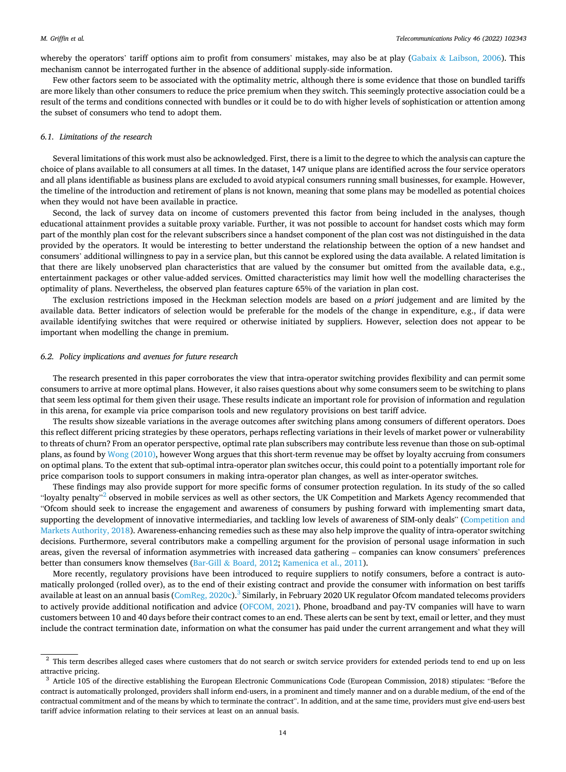whereby the operators' tariff options aim to profit from consumers' mistakes, may also be at play (Gabaix & Laibson, 2006). This mechanism cannot be interrogated further in the absence of additional supply-side information.

Few other factors seem to be associated with the optimality metric, although there is some evidence that those on bundled tariffs are more likely than other consumers to reduce the price premium when they switch. This seemingly protective association could be a result of the terms and conditions connected with bundles or it could be to do with higher levels of sophistication or attention among the subset of consumers who tend to adopt them.

### 6.1. Limitations of the research

Several limitations of this work must also be acknowledged. First, there is a limit to the degree to which the analysis can capture the choice of plans available to all consumers at all times. In the dataset, 147 unique plans are identified across the four service operators and all plans identifiable as business plans are excluded to avoid atypical consumers running small businesses, for example. However, the timeline of the introduction and retirement of plans is not known, meaning that some plans may be modelled as potential choices when they would not have been available in practice.

Second, the lack of survey data on income of customers prevented this factor from being included in the analyses, though educational attainment provides a suitable proxy variable. Further, it was not possible to account for handset costs which may form part of the monthly plan cost for the relevant subscribers since a handset component of the plan cost was not distinguished in the data provided by the operators. It would be interesting to better understand the relationship between the option of a new handset and consumers' additional willingness to pay in a service plan, but this cannot be explored using the data available. A related limitation is that there are likely unobserved plan characteristics that are valued by the consumer but omitted from the available data, e.g., entertainment packages or other value-added services. Omitted characteristics may limit how well the modelling characterises the optimality of plans. Nevertheless, the observed plan features capture 65% of the variation in plan cost.

The exclusion restrictions imposed in the Heckman selection models are based on *a priori* judgement and are limited by the available data. Better indicators of selection would be preferable for the models of the change in expenditure, e.g., if data were available identifying switches that were required or otherwise initiated by suppliers. However, selection does not appear to be important when modelling the change in premium.

### 6.2. Policy implications and avenues for future research

The research presented in this paper corroborates the view that intra-operator switching provides flexibility and can permit some consumers to arrive at more optimal plans. However, it also raises questions about why some consumers seem to be switching to plans that seem less optimal for them given their usage. These results indicate an important role for provision of information and regulation in this arena, for example via price comparison tools and new regulatory provisions on best tariff advice.

The results show sizeable variations in the average outcomes after switching plans among consumers of different operators. Does this reflect different pricing strategies by these operators, perhaps reflecting variations in their levels of market power or vulnerability to threats of churn? From an operator perspective, optimal rate plan subscribers may contribute less revenue than those on sub-optimal plans, as found by Wong (2010), however Wong argues that this short-term revenue may be offset by loyalty accruing from consumers on optimal plans. To the extent that sub-optimal intra-operator plan switches occur, this could point to a potentially important role for price comparison tools to support consumers in making intra-operator plan changes, as well as inter-operator switches.

These findings may also provide support for more specific forms of consumer protection regulation. In its study of the so called "loyalty penalty"[2] observed in mobile services as well as other sectors, the UK Competition and Markets Agency recommended that "Ofcom should seek to increase the engagement and awareness of consumers by pushing forward with implementing smart data, supporting the development of innovative intermediaries, and tackling low levels of awareness of SIM-only deals" (Competition and Markets Authority, 2018). Awareness-enhancing remedies such as these may also help improve the quality of intra-operator switching decisions. Furthermore, several contributors make a compelling argument for the provision of personal usage information in such areas, given the reversal of information asymmetries with increased data gathering – companies can know consumers' preferences better than consumers know themselves (Bar-Gill & Board, 2012; Kamenica et al., 2011).

More recently, regulatory provisions have been introduced to require suppliers to notify consumers, before a contract is automatically prolonged (rolled over), as to the end of their existing contract and provide the consumer with information on best tariffs available at least on an annual basis (ComReg, 2020c).[3] Similarly, in February 2020 UK regulator Ofcom mandated telecoms providers to actively provide additional notification and advice (OFCOM, 2021). Phone, broadband and pay-TV companies will have to warn customers between 10 and 40 days before their contract comes to an end. These alerts can be sent by text, email or letter, and they must include the contract termination date, information on what the consumer has paid under the current arrangement and what they will

---

[2] This term describes alleged cases where customers that do not search or switch service providers for extended periods tend to end up on less attractive pricing.

[3] Article 105 of the directive establishing the European Electronic Communications Code (European Commission, 2018) stipulates: "Before the contract is automatically prolonged, providers shall inform end-users, in a prominent and timely manner and on a durable medium, of the end of the contractual commitment and of the means by which to terminate the contract". In addition, and at the same time, providers must give end-users best tariff advice information relating to their services at least on an annual basis.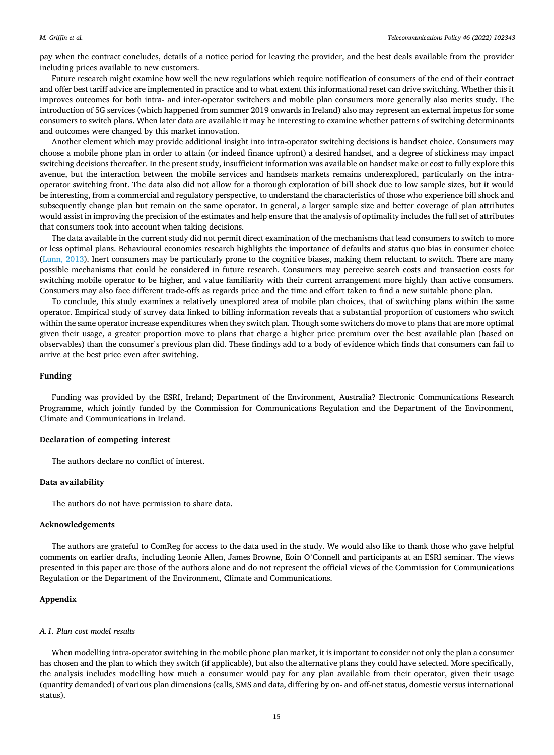pay when the contract concludes, details of a notice period for leaving the provider, and the best deals available from the provider including prices available to new customers.

Future research might examine how well the new regulations which require notification of consumers of the end of their contract and offer best tariff advice are implemented in practice and to what extent this informational reset can drive switching. Whether this it improves outcomes for both intra- and inter-operator switchers and mobile plan consumers more generally also merits study. The introduction of 5G services (which happened from summer 2019 onwards in Ireland) also may represent an external impetus for some consumers to switch plans. When later data are available it may be interesting to examine whether patterns of switching determinants and outcomes were changed by this market innovation.

Another element which may provide additional insight into intra-operator switching decisions is handset choice. Consumers may choose a mobile phone plan in order to attain (or indeed finance upfront) a desired handset, and a degree of stickiness may impact switching decisions thereafter. In the present study, insufficient information was available on handset make or cost to fully explore this avenue, but the interaction between the mobile services and handsets markets remains underexplored, particularly on the intra-operator switching front. The data also did not allow for a thorough exploration of bill shock due to low sample sizes, but it would be interesting, from a commercial and regulatory perspective, to understand the characteristics of those who experience bill shock and subsequently change plan but remain on the same operator. In general, a larger sample size and better coverage of plan attributes would assist in improving the precision of the estimates and help ensure that the analysis of optimality includes the full set of attributes that consumers took into account when taking decisions.

The data available in the current study did not permit direct examination of the mechanisms that lead consumers to switch to more or less optimal plans. Behavioural economics research highlights the importance of defaults and status quo bias in consumer choice (Lunn, 2013). Inert consumers may be particularly prone to the cognitive biases, making them reluctant to switch. There are many possible mechanisms that could be considered in future research. Consumers may perceive search costs and transaction costs for switching mobile operator to be higher, and value familiarity with their current arrangement more highly than active consumers. Consumers may also face different trade-offs as regards price and the time and effort taken to find a new suitable phone plan.

To conclude, this study examines a relatively unexplored area of mobile plan choices, that of switching plans within the same operator. Empirical study of survey data linked to billing information reveals that a substantial proportion of customers who switch within the same operator increase expenditures when they switch plan. Though some switchers do move to plans that are more optimal given their usage, a greater proportion move to plans that charge a higher price premium over the best available plan (based on observables) than the consumer's previous plan did. These findings add to a body of evidence which finds that consumers can fail to arrive at the best price even after switching.

## Funding

Funding was provided by the ESRI, Ireland; Department of the Environment, Australia? Electronic Communications Research Programme, which jointly funded by the Commission for Communications Regulation and the Department of the Environment, Climate and Communications in Ireland.

## Declaration of competing interest

The authors declare no conflict of interest.

## Data availability

The authors do not have permission to share data.

## Acknowledgements

The authors are grateful to ComReg for access to the data used in the study. We would also like to thank those who gave helpful comments on earlier drafts, including Leonie Allen, James Browne, Eoin O'Connell and participants at an ESRI seminar. The views presented in this paper are those of the authors alone and do not represent the official views of the Commission for Communications Regulation or the Department of the Environment, Climate and Communications.

## Appendix

### *A.1. Plan cost model results*

When modelling intra-operator switching in the mobile phone plan market, it is important to consider not only the plan a consumer has chosen and the plan to which they switch (if applicable), but also the alternative plans they could have selected. More specifically, the analysis includes modelling how much a consumer would pay for any plan available from their operator, given their usage (quantity demanded) of various plan dimensions (calls, SMS and data, differing by on- and off-net status, domestic versus international status).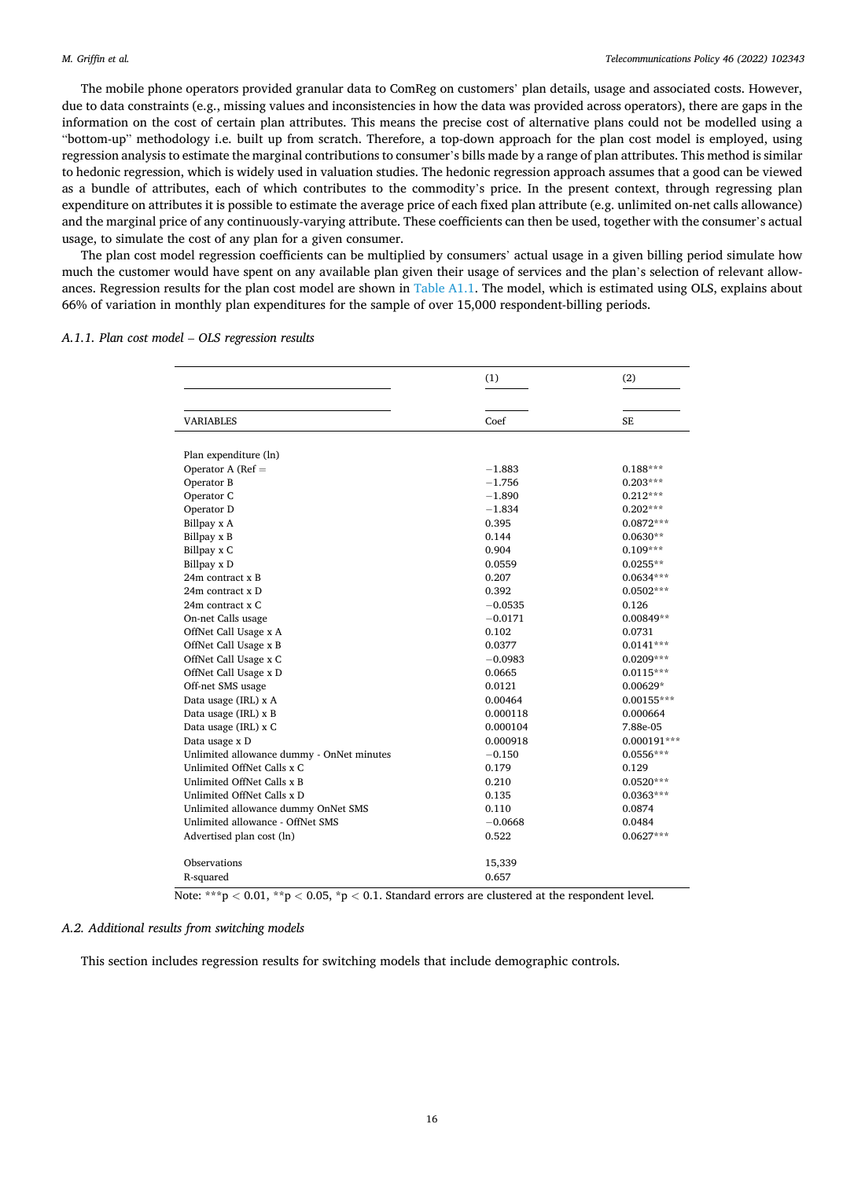The mobile phone operators provided granular data to ComReg on customers' plan details, usage and associated costs. However, due to data constraints (e.g., missing values and inconsistencies in how the data was provided across operators), there are gaps in the information on the cost of certain plan attributes. This means the precise cost of alternative plans could not be modelled using a "bottom-up" methodology i.e. built up from scratch. Therefore, a top-down approach for the plan cost model is employed, using regression analysis to estimate the marginal contributions to consumer's bills made by a range of plan attributes. This method is similar to hedonic regression, which is widely used in valuation studies. The hedonic regression approach assumes that a good can be viewed as a bundle of attributes, each of which contributes to the commodity's price. In the present context, through regressing plan expenditure on attributes it is possible to estimate the average price of each fixed plan attribute (e.g. unlimited on-net calls allowance) and the marginal price of any continuously-varying attribute. These coefficients can then be used, together with the consumer's actual usage, to simulate the cost of any plan for a given consumer.

The plan cost model regression coefficients can be multiplied by consumers' actual usage in a given billing period simulate how much the customer would have spent on any available plan given their usage of services and the plan's selection of relevant allowances. Regression results for the plan cost model are shown in Table A1.1. The model, which is estimated using OLS, explains about 66% of variation in monthly plan expenditures for the sample of over 15,000 respondent-billing periods.

#### A.1.1. Plan cost model – OLS regression results

| | (1) | (2) |
|---|---|---|
| VARIABLES | Coef | SE |
| Plan expenditure (ln) | | |
| Operator A (Ref = | −1.883 | 0.188*** |
| Operator B | −1.756 | 0.203*** |
| Operator C | −1.890 | 0.212*** |
| Operator D | −1.834 | 0.202*** |
| Billpay x A | 0.395 | 0.0872*** |
| Billpay x B | 0.144 | 0.0630** |
| Billpay x C | 0.904 | 0.109*** |
| Billpay x D | 0.0559 | 0.0255** |
| 24m contract x B | 0.207 | 0.0634*** |
| 24m contract x D | 0.392 | 0.0502*** |
| 24m contract x C | −0.0535 | 0.126 |
| On-net Calls usage | −0.0171 | 0.00849** |
| OffNet Call Usage x A | 0.102 | 0.0731 |
| OffNet Call Usage x B | 0.0377 | 0.0141*** |
| OffNet Call Usage x C | −0.0983 | 0.0209*** |
| OffNet Call Usage x D | 0.0665 | 0.0115*** |
| Off-net SMS usage | 0.0121 | 0.00629* |
| Data usage (IRL) x A | 0.00464 | 0.00155*** |
| Data usage (IRL) x B | 0.000118 | 0.000664 |
| Data usage (IRL) x C | 0.000104 | 7.88e-05 |
| Data usage x D | 0.000918 | 0.000191*** |
| Unlimited allowance dummy - OnNet minutes | −0.150 | 0.0556*** |
| Unlimited OffNet Calls x C | 0.179 | 0.129 |
| Unlimited OffNet Calls x B | 0.210 | 0.0520*** |
| Unlimited OffNet Calls x D | 0.135 | 0.0363*** |
| Unlimited allowance dummy OnNet SMS | 0.110 | 0.0874 |
| Unlimited allowance - OffNet SMS | −0.0668 | 0.0484 |
| Advertised plan cost (ln) | 0.522 | 0.0627*** |
| Observations | 15,339 | |
| R-squared | 0.657 | |

Note: ***$p < 0.01$, **$p < 0.05$, *$p < 0.1$. Standard errors are clustered at the respondent level.

### A.2. Additional results from switching models

This section includes regression results for switching models that include demographic controls.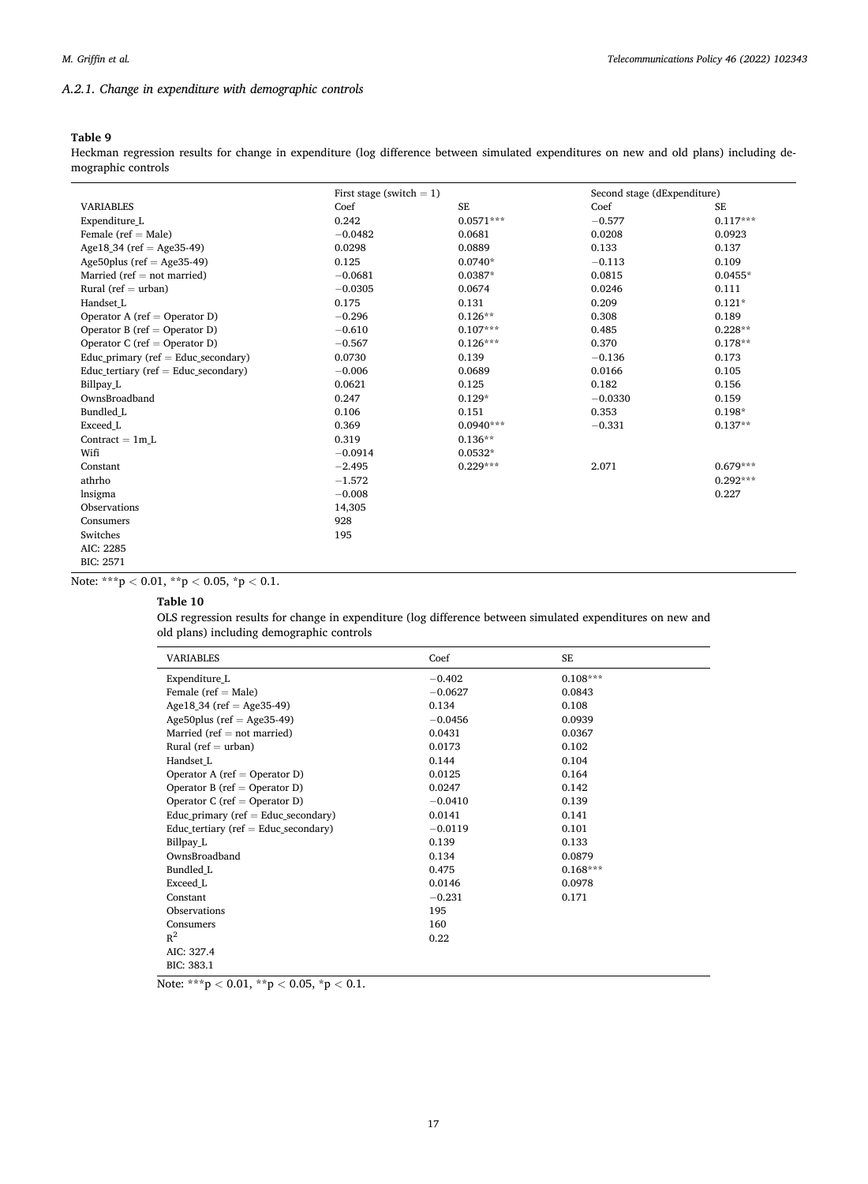*A.2.1. Change in expenditure with demographic controls*

**Table 9**

Heckman regression results for change in expenditure (log difference between simulated expenditures on new and old plans) including demographic controls

| | First stage (switch = 1) | | Second stage (dExpenditure) | |
|---|---|---|---|---|
| VARIABLES | Coef | SE | Coef | SE |
| Expenditure_L | 0.242 | 0.0571*** | −0.577 | 0.117*** |
| Female (ref = Male) | −0.0482 | 0.0681 | 0.0208 | 0.0923 |
| Age18_34 (ref = Age35-49) | 0.0298 | 0.0889 | 0.133 | 0.137 |
| Age50plus (ref = Age35-49) | 0.125 | 0.0740* | −0.113 | 0.109 |
| Married (ref = not married) | −0.0681 | 0.0387* | 0.0815 | 0.0455* |
| Rural (ref = urban) | −0.0305 | 0.0674 | 0.0246 | 0.111 |
| Handset_L | 0.175 | 0.131 | 0.209 | 0.121* |
| Operator A (ref = Operator D) | −0.296 | 0.126** | 0.308 | 0.189 |
| Operator B (ref = Operator D) | −0.610 | 0.107*** | 0.485 | 0.228** |
| Operator C (ref = Operator D) | −0.567 | 0.126*** | 0.370 | 0.178** |
| Educ_primary (ref = Educ_secondary) | 0.0730 | 0.139 | −0.136 | 0.173 |
| Educ_tertiary (ref = Educ_secondary) | −0.006 | 0.0689 | 0.0166 | 0.105 |
| Billpay_L | 0.0621 | 0.125 | 0.182 | 0.156 |
| OwnsBroadband | 0.247 | 0.129* | −0.0330 | 0.159 |
| Bundled_L | 0.106 | 0.151 | 0.353 | 0.198* |
| Exceed_L | 0.369 | 0.0940*** | −0.331 | 0.137** |
| Contract = 1m_L | 0.319 | 0.136** | | |
| Wifi | −0.0914 | 0.0532* | | |
| Constant | −2.495 | 0.229*** | 2.071 | 0.679*** |
| athrho | −1.572 | | | 0.292*** |
| lnsigma | −0.008 | | | 0.227 |
| Observations | 14,305 | | | |
| Consumers | 928 | | | |
| Switches | 195 | | | |
| AIC: 2285 | | | | |
| BIC: 2571 | | | | |

Note: ***$p < 0.01$, **$p < 0.05$, *$p < 0.1$.

**Table 10**

OLS regression results for change in expenditure (log difference between simulated expenditures on new and old plans) including demographic controls

| VARIABLES | Coef | SE |
|---|---|---|
| Expenditure_L | −0.402 | 0.108*** |
| Female (ref = Male) | −0.0627 | 0.0843 |
| Age18_34 (ref = Age35-49) | 0.134 | 0.108 |
| Age50plus (ref = Age35-49) | −0.0456 | 0.0939 |
| Married (ref = not married) | 0.0431 | 0.0367 |
| Rural (ref = urban) | 0.0173 | 0.102 |
| Handset_L | 0.144 | 0.104 |
| Operator A (ref = Operator D) | 0.0125 | 0.164 |
| Operator B (ref = Operator D) | 0.0247 | 0.142 |
| Operator C (ref = Operator D) | −0.0410 | 0.139 |
| Educ_primary (ref = Educ_secondary) | 0.0141 | 0.141 |
| Educ_tertiary (ref = Educ_secondary) | −0.0119 | 0.101 |
| Billpay_L | 0.139 | 0.133 |
| OwnsBroadband | 0.134 | 0.0879 |
| Bundled_L | 0.475 | 0.168*** |
| Exceed_L | 0.0146 | 0.0978 |
| Constant | −0.231 | 0.171 |
| Observations | 195 | |
| Consumers | 160 | |
| $R^2$ | 0.22 | |
| AIC: 327.4 | | |
| BIC: 383.1 | | |

Note: ***$p < 0.01$, **$p < 0.05$, *$p < 0.1$.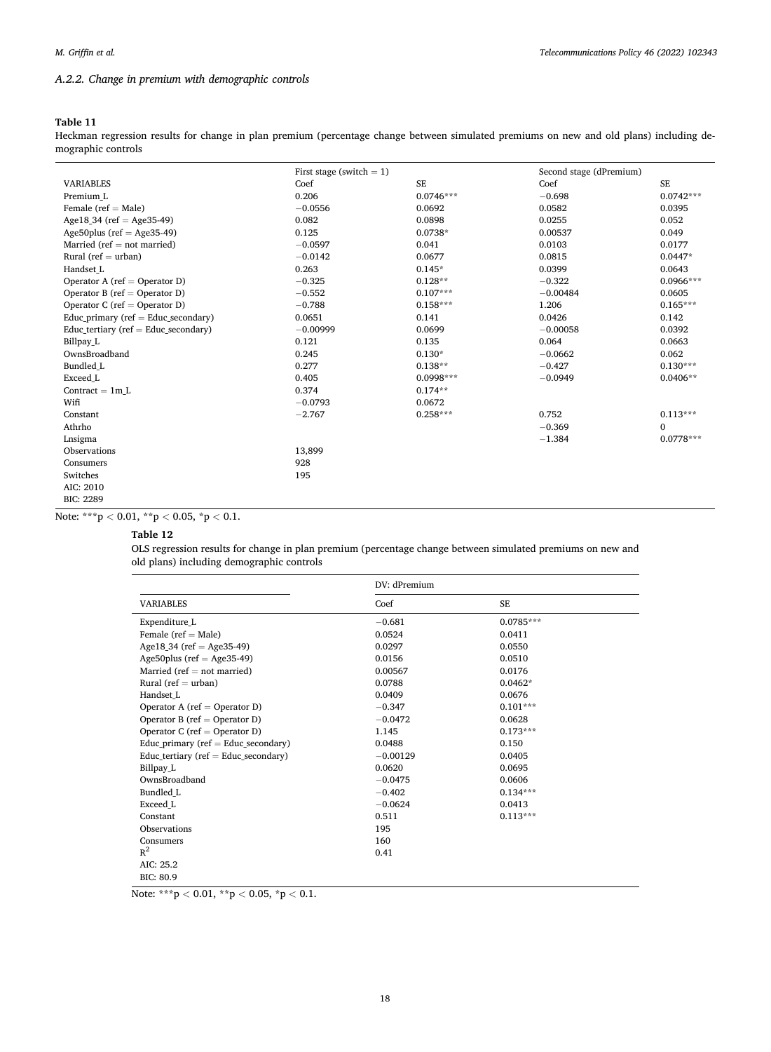### A.2.2. Change in premium with demographic controls

**Table 11**

Heckman regression results for change in plan premium (percentage change between simulated premiums on new and old plans) including demographic controls

| | First stage (switch = 1) | | Second stage (dPremium) | |
|---|---|---|---|---|
| VARIABLES | Coef | SE | Coef | SE |
| Premium_L | 0.206 | 0.0746*** | −0.698 | 0.0742*** |
| Female (ref = Male) | −0.0556 | 0.0692 | 0.0582 | 0.0395 |
| Age18_34 (ref = Age35-49) | 0.082 | 0.0898 | 0.0255 | 0.052 |
| Age50plus (ref = Age35-49) | 0.125 | 0.0738* | 0.00537 | 0.049 |
| Married (ref = not married) | −0.0597 | 0.041 | 0.0103 | 0.0177 |
| Rural (ref = urban) | −0.0142 | 0.0677 | 0.0815 | 0.0447* |
| Handset_L | 0.263 | 0.145* | 0.0399 | 0.0643 |
| Operator A (ref = Operator D) | −0.325 | 0.128** | −0.322 | 0.0966*** |
| Operator B (ref = Operator D) | −0.552 | 0.107*** | −0.00484 | 0.0605 |
| Operator C (ref = Operator D) | −0.788 | 0.158*** | 1.206 | 0.165*** |
| Educ_primary (ref = Educ_secondary) | 0.0651 | 0.141 | 0.0426 | 0.142 |
| Educ_tertiary (ref = Educ_secondary) | −0.00999 | 0.0699 | −0.00058 | 0.0392 |
| Billpay_L | 0.121 | 0.135 | 0.064 | 0.0663 |
| OwnsBroadband | 0.245 | 0.130* | −0.0662 | 0.062 |
| Bundled_L | 0.277 | 0.138** | −0.427 | 0.130*** |
| Exceed_L | 0.405 | 0.0998*** | −0.0949 | 0.0406** |
| Contract = 1m_L | 0.374 | 0.174** | | |
| Wifi | −0.0793 | 0.0672 | | |
| Constant | −2.767 | 0.258*** | 0.752 | 0.113*** |
| Athrho | | | −0.369 | 0 |
| Lnsigma | | | −1.384 | 0.0778*** |
| Observations | 13,899 | | | |
| Consumers | 928 | | | |
| Switches | 195 | | | |
| AIC: 2010 | | | | |
| BIC: 2289 | | | | |

Note: ***$p < 0.01$, **$p < 0.05$, *$p < 0.1$.

**Table 12**

OLS regression results for change in plan premium (percentage change between simulated premiums on new and old plans) including demographic controls

| | DV: dPremium | |
|---|---|---|
| VARIABLES | Coef | SE |
| Expenditure_L | −0.681 | 0.0785*** |
| Female (ref = Male) | 0.0524 | 0.0411 |
| Age18_34 (ref = Age35-49) | 0.0297 | 0.0550 |
| Age50plus (ref = Age35-49) | 0.0156 | 0.0510 |
| Married (ref = not married) | 0.00567 | 0.0176 |
| Rural (ref = urban) | 0.0788 | 0.0462* |
| Handset_L | 0.0409 | 0.0676 |
| Operator A (ref = Operator D) | −0.347 | 0.101*** |
| Operator B (ref = Operator D) | −0.0472 | 0.0628 |
| Operator C (ref = Operator D) | 1.145 | 0.173*** |
| Educ_primary (ref = Educ_secondary) | 0.0488 | 0.150 |
| Educ_tertiary (ref = Educ_secondary) | −0.00129 | 0.0405 |
| Billpay_L | 0.0620 | 0.0695 |
| OwnsBroadband | −0.0475 | 0.0606 |
| Bundled_L | −0.402 | 0.134*** |
| Exceed_L | −0.0624 | 0.0413 |
| Constant | 0.511 | 0.113*** |
| Observations | 195 | |
| Consumers | 160 | |
| $R^2$ | 0.41 | |
| AIC: 25.2 | | |
| BIC: 80.9 | | |

Note: ***$p < 0.01$, **$p < 0.05$, *$p < 0.1$.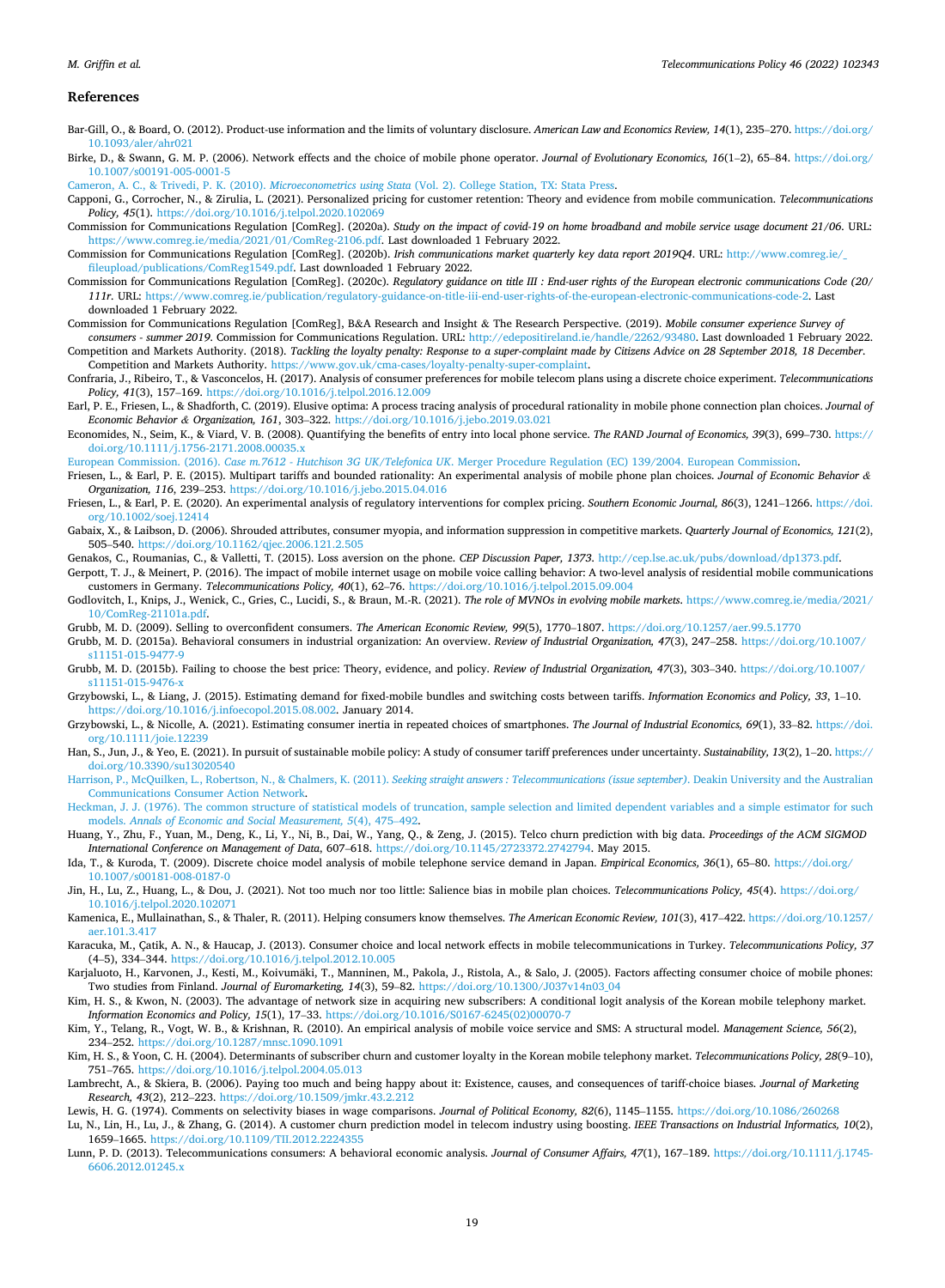## References

Bar-Gill, O., & Board, O. (2012). Product-use information and the limits of voluntary disclosure. *American Law and Economics Review, 14*(1), 235–270. https://doi.org/10.1093/aler/ahr021

Birke, D., & Swann, G. M. P. (2006). Network effects and the choice of mobile phone operator. *Journal of Evolutionary Economics, 16*(1–2), 65–84. https://doi.org/10.1007/s00191-005-0001-5

Cameron, A. C., & Trivedi, P. K. (2010). *Microeconometrics using Stata* (Vol. 2). College Station, TX: Stata Press.

Capponi, G., Corrocher, N., & Zirulia, L. (2021). Personalized pricing for customer retention: Theory and evidence from mobile communication. *Telecommunications Policy, 45*(1). https://doi.org/10.1016/j.telpol.2020.102069

Commission for Communications Regulation [ComReg]. (2020a). *Study on the impact of covid-19 on home broadband and mobile service usage document 21/06*. URL: https://www.comreg.ie/media/2021/01/ComReg-2106.pdf. Last downloaded 1 February 2022.

Commission for Communications Regulation [ComReg]. (2020b). *Irish communications market quarterly key data report 2019Q4*. URL: http://www.comreg.ie/fileupload/publications/ComReg1549.pdf. Last downloaded 1 February 2022.

Commission for Communications Regulation [ComReg]. (2020c). *Regulatory guidance on title III : End-user rights of the European electronic communications Code (20/111r.* URL: https://www.comreg.ie/publication/regulatory-guidance-on-title-iii-end-user-rights-of-the-european-electronic-communications-code-2. Last downloaded 1 February 2022.

Commission for Communications Regulation [ComReg], B&A Research and Insight & The Research Perspective. (2019). *Mobile consumer experience Survey of consumers - summer 2019*. Commission for Communications Regulation. URL: http://edepositireland.ie/handle/2262/93480. Last downloaded 1 February 2022.

Competition and Markets Authority. (2018). *Tackling the loyalty penalty: Response to a super-complaint made by Citizens Advice on 28 September 2018, 18 December*. Competition and Markets Authority. https://www.gov.uk/cma-cases/loyalty-penalty-super-complaint.

Confraria, J., Ribeiro, T., & Vasconcelos, H. (2017). Analysis of consumer preferences for mobile telecom plans using a discrete choice experiment. *Telecommunications Policy, 41*(3), 157–169. https://doi.org/10.1016/j.telpol.2016.12.009

Earl, P. E., Friesen, L., & Shadforth, C. (2019). Elusive optima: A process tracing analysis of procedural rationality in mobile phone connection plan choices. *Journal of Economic Behavior & Organization, 161*, 303–322. https://doi.org/10.1016/j.jebo.2019.03.021

Economides, N., Seim, K., & Viard, V. B. (2008). Quantifying the benefits of entry into local phone service. *The RAND Journal of Economics, 39*(3), 699–730. https://doi.org/10.1111/j.1756-2171.2008.00035.x

European Commission. (2016). *Case m.7612 - Hutchison 3G UK/Telefonica UK*. Merger Procedure Regulation (EC) 139/2004. European Commission.

Friesen, L., & Earl, P. E. (2015). Multipart tariffs and bounded rationality: An experimental analysis of mobile phone plan choices. *Journal of Economic Behavior & Organization, 116*, 239–253. https://doi.org/10.1016/j.jebo.2015.04.016

Friesen, L., & Earl, P. E. (2020). An experimental analysis of regulatory interventions for complex pricing. *Southern Economic Journal, 86*(3), 1241–1266. https://doi.org/10.1002/soej.12414

Gabaix, X., & Laibson, D. (2006). Shrouded attributes, consumer myopia, and information suppression in competitive markets. *Quarterly Journal of Economics, 121*(2), 505–540. https://doi.org/10.1162/qjec.2006.121.2.505

Genakos, C., Roumanias, C., & Valletti, T. (2015). Loss aversion on the phone. *CEP Discussion Paper, 1373*. http://cep.lse.ac.uk/pubs/download/dp1373.pdf.

Gerpott, T. J., & Meinert, P. (2016). The impact of mobile internet usage on mobile voice calling behavior: A two-level analysis of residential mobile communications customers in Germany. *Telecommunications Policy, 40*(1), 62–76. https://doi.org/10.1016/j.telpol.2015.09.004

Godlovitch, I., Knips, J., Wenick, C., Gries, C., Lucidi, S., & Braun, M.-R. (2021). *The role of MVNOs in evolving mobile markets*. https://www.comreg.ie/media/2021/10/ComReg-21101a.pdf.

Grubb, M. D. (2009). Selling to overconfident consumers. *The American Economic Review, 99*(5), 1770–1807. https://doi.org/10.1257/aer.99.5.1770

Grubb, M. D. (2015a). Behavioral consumers in industrial organization: An overview. *Review of Industrial Organization, 47*(3), 247–258. https://doi.org/10.1007/s11151-015-9477-9

Grubb, M. D. (2015b). Failing to choose the best price: Theory, evidence, and policy. *Review of Industrial Organization, 47*(3), 303–340. https://doi.org/10.1007/s11151-015-9476-x

Grzybowski, L., & Liang, J. (2015). Estimating demand for fixed-mobile bundles and switching costs between tariffs. *Information Economics and Policy, 33*, 1–10. https://doi.org/10.1016/j.infoecopol.2015.08.002. January 2014.

Grzybowski, L., & Nicolle, A. (2021). Estimating consumer inertia in repeated choices of smartphones. *The Journal of Industrial Economics, 69*(1), 33–82. https://doi.org/10.1111/joie.12239

Han, S., Jun, J., & Yeo, E. (2021). In pursuit of sustainable mobile policy: A study of consumer tariff preferences under uncertainty. *Sustainability, 13*(2), 1–20. https://doi.org/10.3390/su13020540

Harrison, P., McQuilken, L., Robertson, N., & Chalmers, K. (2011). *Seeking straight answers : Telecommunications (issue september)*. Deakin University and the Australian Communications Consumer Action Network.

Heckman, J. J. (1976). The common structure of statistical models of truncation, sample selection and limited dependent variables and a simple estimator for such models. *Annals of Economic and Social Measurement, 5*(4), 475–492.

Huang, Y., Zhu, F., Yuan, M., Deng, K., Li, Y., Ni, B., Dai, W., Yang, Q., & Zeng, J. (2015). Telco churn prediction with big data. *Proceedings of the ACM SIGMOD International Conference on Management of Data*, 607–618. https://doi.org/10.1145/2723372.2742794. May 2015.

Ida, T., & Kuroda, T. (2009). Discrete choice model analysis of mobile telephone service demand in Japan. *Empirical Economics, 36*(1), 65–80. https://doi.org/10.1007/s00181-008-0187-0

Jin, H., Lu, Z., Huang, L., & Dou, J. (2021). Not too much nor too little: Salience bias in mobile plan choices. *Telecommunications Policy, 45*(4). https://doi.org/10.1016/j.telpol.2020.102071

Kamenica, E., Mullainathan, S., & Thaler, R. (2011). Helping consumers know themselves. *The American Economic Review, 101*(3), 417–422. https://doi.org/10.1257/aer.101.3.417

Karacuka, M., Çatik, A. N., & Haucap, J. (2013). Consumer choice and local network effects in mobile telecommunications in Turkey. *Telecommunications Policy, 37*(4–5), 334–344. https://doi.org/10.1016/j.telpol.2012.10.005

Karjaluoto, H., Karvonen, J., Kesti, M., Koivumäki, T., Manninen, M., Pakola, J., Ristola, A., & Salo, J. (2005). Factors affecting consumer choice of mobile phones: Two studies from Finland. *Journal of Euromarketing, 14*(3), 59–82. https://doi.org/10.1300/J037v14n03_04

Kim, H. S., & Kwon, N. (2003). The advantage of network size in acquiring new subscribers: A conditional logit analysis of the Korean mobile telephony market. *Information Economics and Policy, 15*(1), 17–33. https://doi.org/10.1016/S0167-6245(02)00070-7

Kim, Y., Telang, R., Vogt, W. B., & Krishnan, R. (2010). An empirical analysis of mobile voice service and SMS: A structural model. *Management Science, 56*(2), 234–252. https://doi.org/10.1287/mnsc.1090.1091

Kim, H. S., & Yoon, C. H. (2004). Determinants of subscriber churn and customer loyalty in the Korean mobile telephony market. *Telecommunications Policy, 28*(9–10), 751–765. https://doi.org/10.1016/j.telpol.2004.05.013

Lambrecht, A., & Skiera, B. (2006). Paying too much and being happy about it: Existence, causes, and consequences of tariff-choice biases. *Journal of Marketing Research, 43*(2), 212–223. https://doi.org/10.1509/jmkr.43.2.212

Lewis, H. G. (1974). Comments on selectivity biases in wage comparisons. *Journal of Political Economy, 82*(6), 1145–1155. https://doi.org/10.1086/260268

Lu, N., Lin, H., Lu, J., & Zhang, G. (2014). A customer churn prediction model in telecom industry using boosting. *IEEE Transactions on Industrial Informatics, 10*(2), 1659–1665. https://doi.org/10.1109/TII.2012.2224355

Lunn, P. D. (2013). Telecommunications consumers: A behavioral economic analysis. *Journal of Consumer Affairs, 47*(1), 167–189. https://doi.org/10.1111/j.1745-6606.2012.01245.x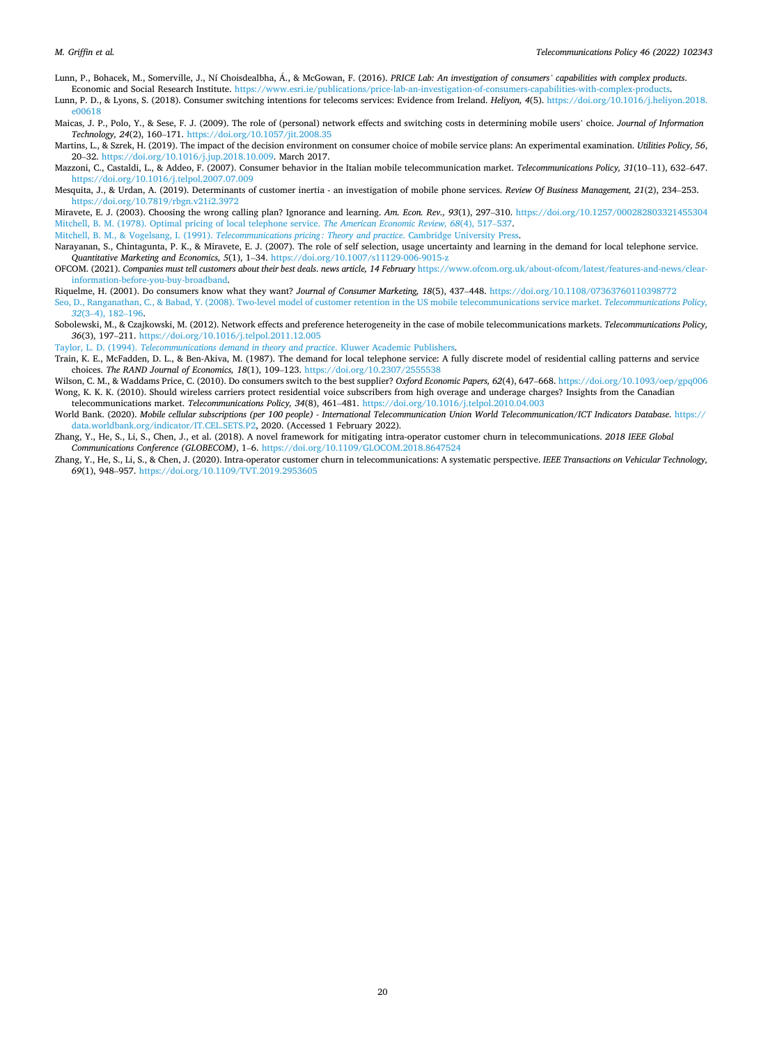Lunn, P., Bohacek, M., Somerville, J., Ní Choisdealbha, Á., & McGowan, F. (2016). *PRICE Lab: An investigation of consumers' capabilities with complex products*. Economic and Social Research Institute. https://www.esri.ie/publications/price-lab-an-investigation-of-consumers-capabilities-with-complex-products.

Lunn, P. D., & Lyons, S. (2018). Consumer switching intentions for telecoms services: Evidence from Ireland. *Heliyon, 4*(5). https://doi.org/10.1016/j.heliyon.2018.e00618

Maicas, J. P., Polo, Y., & Sese, F. J. (2009). The role of (personal) network effects and switching costs in determining mobile users' choice. *Journal of Information Technology, 24*(2), 160–171. https://doi.org/10.1057/jit.2008.35

Martins, L., & Szrek, H. (2019). The impact of the decision environment on consumer choice of mobile service plans: An experimental examination. *Utilities Policy, 56*, 20–32. https://doi.org/10.1016/j.jup.2018.10.009. March 2017.

Mazzoni, C., Castaldi, L., & Addeo, F. (2007). Consumer behavior in the Italian mobile telecommunication market. *Telecommunications Policy, 31*(10–11), 632–647. https://doi.org/10.1016/j.telpol.2007.07.009

Mesquita, J., & Urdan, A. (2019). Determinants of customer inertia - an investigation of mobile phone services. *Review Of Business Management, 21*(2), 234–253. https://doi.org/10.7819/rbgn.v21i2.3972

Miravete, E. J. (2003). Choosing the wrong calling plan? Ignorance and learning. *Am. Econ. Rev., 93*(1), 297–310. https://doi.org/10.1257/000282803321455304

Mitchell, B. M. (1978). Optimal pricing of local telephone service. *The American Economic Review, 68*(4), 517–537.

Mitchell, B. M., & Vogelsang, I. (1991). *Telecommunications pricing: Theory and practice*. Cambridge University Press.

Narayanan, S., Chintagunta, P. K., & Miravete, E. J. (2007). The role of self selection, usage uncertainty and learning in the demand for local telephone service. *Quantitative Marketing and Economics, 5*(1), 1–34. https://doi.org/10.1007/s11129-006-9015-z

OFCOM. (2021). *Companies must tell customers about their best deals. news article, 14 February* https://www.ofcom.org.uk/about-ofcom/latest/features-and-news/clear-information-before-you-buy-broadband.

Riquelme, H. (2001). Do consumers know what they want? *Journal of Consumer Marketing, 18*(5), 437–448. https://doi.org/10.1108/07363760110398772

Seo, D., Ranganathan, C., & Babad, Y. (2008). Two-level model of customer retention in the US mobile telecommunications service market. *Telecommunications Policy, 32*(3–4), 182–196.

Sobolewski, M., & Czajkowski, M. (2012). Network effects and preference heterogeneity in the case of mobile telecommunications markets. *Telecommunications Policy, 36*(3), 197–211. https://doi.org/10.1016/j.telpol.2011.12.005

Taylor, L. D. (1994). *Telecommunications demand in theory and practice*. Kluwer Academic Publishers.

Train, K. E., McFadden, D. L., & Ben-Akiva, M. (1987). The demand for local telephone service: A fully discrete model of residential calling patterns and service choices. *The RAND Journal of Economics, 18*(1), 109–123. https://doi.org/10.2307/2555538

Wilson, C. M., & Waddams Price, C. (2010). Do consumers switch to the best supplier? *Oxford Economic Papers, 62*(4), 647–668. https://doi.org/10.1093/oep/gpq006

Wong, K. K. K. (2010). Should wireless carriers protect residential voice subscribers from high overage and underage charges? Insights from the Canadian telecommunications market. *Telecommunications Policy, 34*(8), 461–481. https://doi.org/10.1016/j.telpol.2010.04.003

World Bank. (2020). *Mobile cellular subscriptions (per 100 people) - International Telecommunication Union World Telecommunication/ICT Indicators Database*. https://data.worldbank.org/indicator/IT.CEL.SETS.P2, 2020. (Accessed 1 February 2022).

Zhang, Y., He, S., Li, S., Chen, J., et al. (2018). A novel framework for mitigating intra-operator customer churn in telecommunications. *2018 IEEE Global Communications Conference (GLOBECOM)*, 1–6. https://doi.org/10.1109/GLOCOM.2018.8647524

Zhang, Y., He, S., Li, S., & Chen, J. (2020). Intra-operator customer churn in telecommunications: A systematic perspective. *IEEE Transactions on Vehicular Technology, 69*(1), 948–957. https://doi.org/10.1109/TVT.2019.2953605